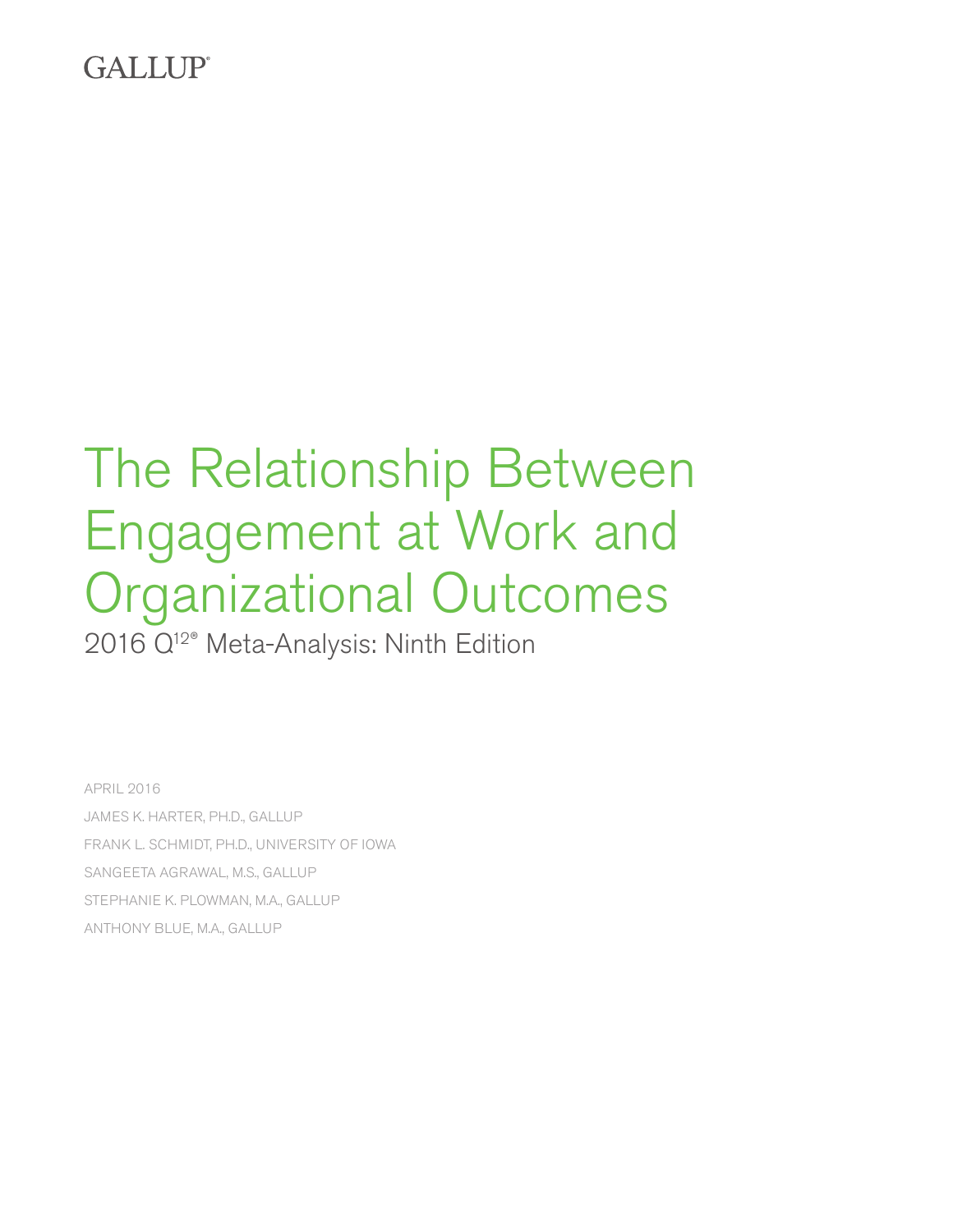GALLUP®

# The Relationship Between Engagement at Work and Organizational Outcomes

2016 Q[12]® Meta-Analysis: Ninth Edition

APRIL 2016

JAMES K. HARTER, PH.D., GALLUP

FRANK L. SCHMIDT, PH.D., UNIVERSITY OF IOWA

SANGEETA AGRAWAL, M.S., GALLUP

STEPHANIE K. PLOWMAN, M.A., GALLUP

ANTHONY BLUE, M.A., GALLUP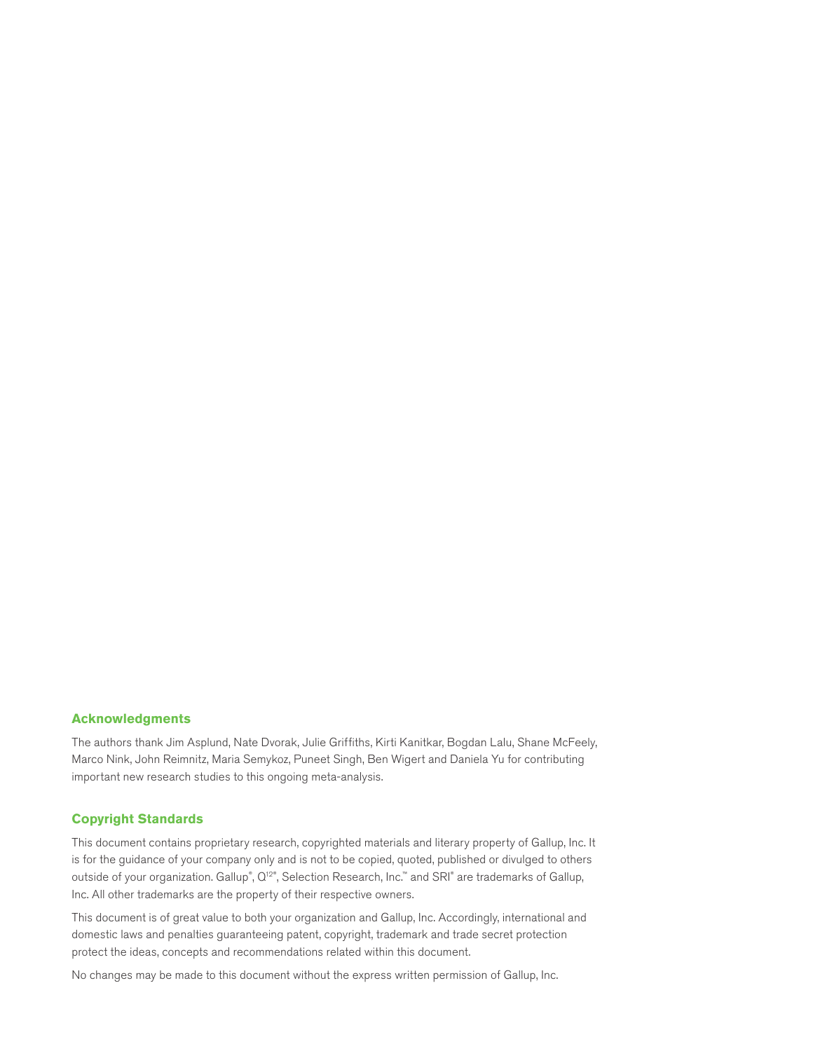## Acknowledgments

The authors thank Jim Asplund, Nate Dvorak, Julie Griffiths, Kirti Kanitkar, Bogdan Lalu, Shane McFeely, Marco Nink, John Reimnitz, Maria Semykoz, Puneet Singh, Ben Wigert and Daniela Yu for contributing important new research studies to this ongoing meta-analysis.

## Copyright Standards

This document contains proprietary research, copyrighted materials and literary property of Gallup, Inc. It is for the guidance of your company only and is not to be copied, quoted, published or divulged to others outside of your organization. Gallup®, Q12®, Selection Research, Inc.™ and SRI® are trademarks of Gallup, Inc. All other trademarks are the property of their respective owners.

This document is of great value to both your organization and Gallup, Inc. Accordingly, international and domestic laws and penalties guaranteeing patent, copyright, trademark and trade secret protection protect the ideas, concepts and recommendations related within this document.

No changes may be made to this document without the express written permission of Gallup, Inc.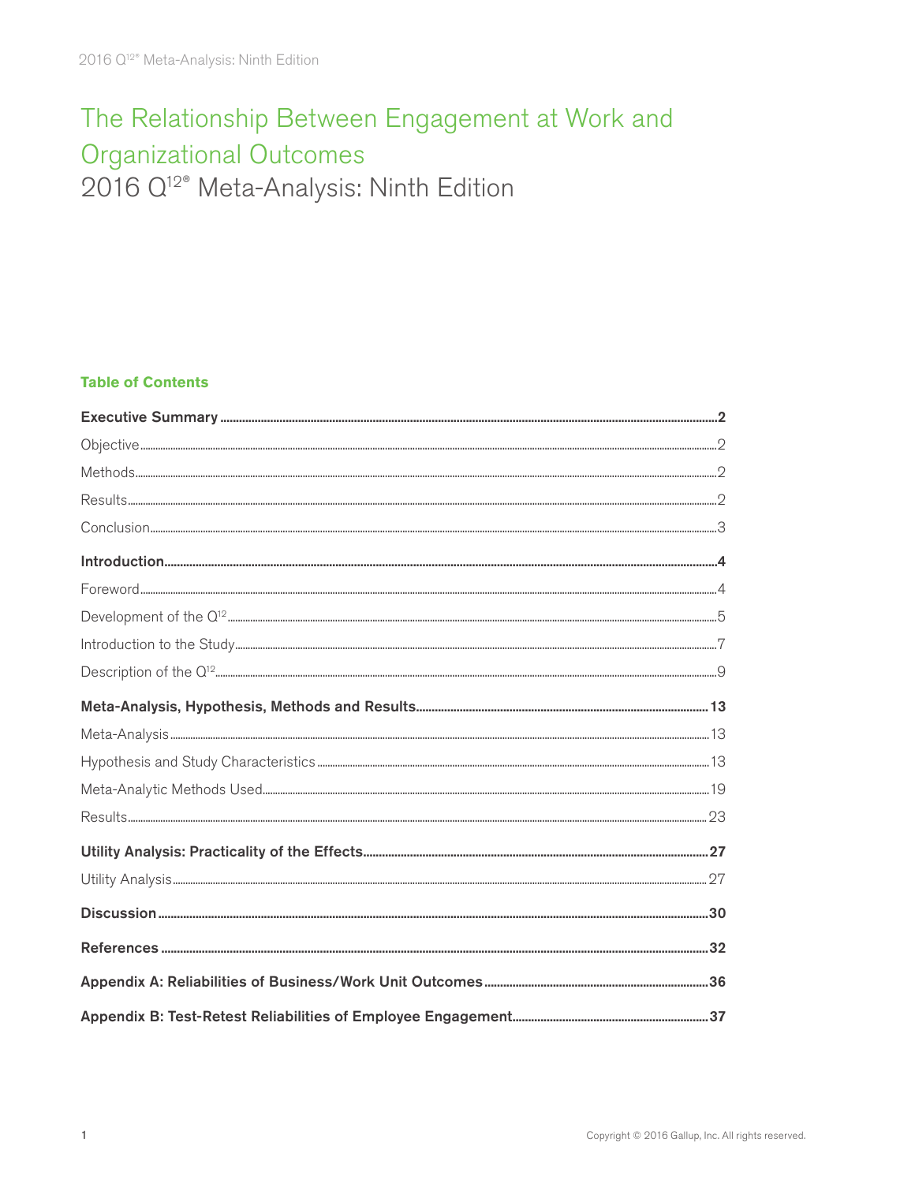# The Relationship Between Engagement at Work and Organizational Outcomes

## 2016 Q[12]® Meta-Analysis: Ninth Edition

### Table of Contents

**Executive Summary** .......... **2**

Objective .......... 2

Methods .......... 2

Results .......... 2

Conclusion .......... 3

**Introduction** .......... **4**

Foreword .......... 4

Development of the Q[12] .......... 5

Introduction to the Study .......... 7

Description of the Q[12] .......... 9

**Meta-Analysis, Hypothesis, Methods and Results** .......... **13**

Meta-Analysis .......... 13

Hypothesis and Study Characteristics .......... 13

Meta-Analytic Methods Used .......... 19

Results .......... 23

**Utility Analysis: Practicality of the Effects** .......... **27**

Utility Analysis .......... 27

**Discussion** .......... **30**

**References** .......... **32**

**Appendix A: Reliabilities of Business/Work Unit Outcomes** .......... **36**

**Appendix B: Test-Retest Reliabilities of Employee Engagement** .......... **37**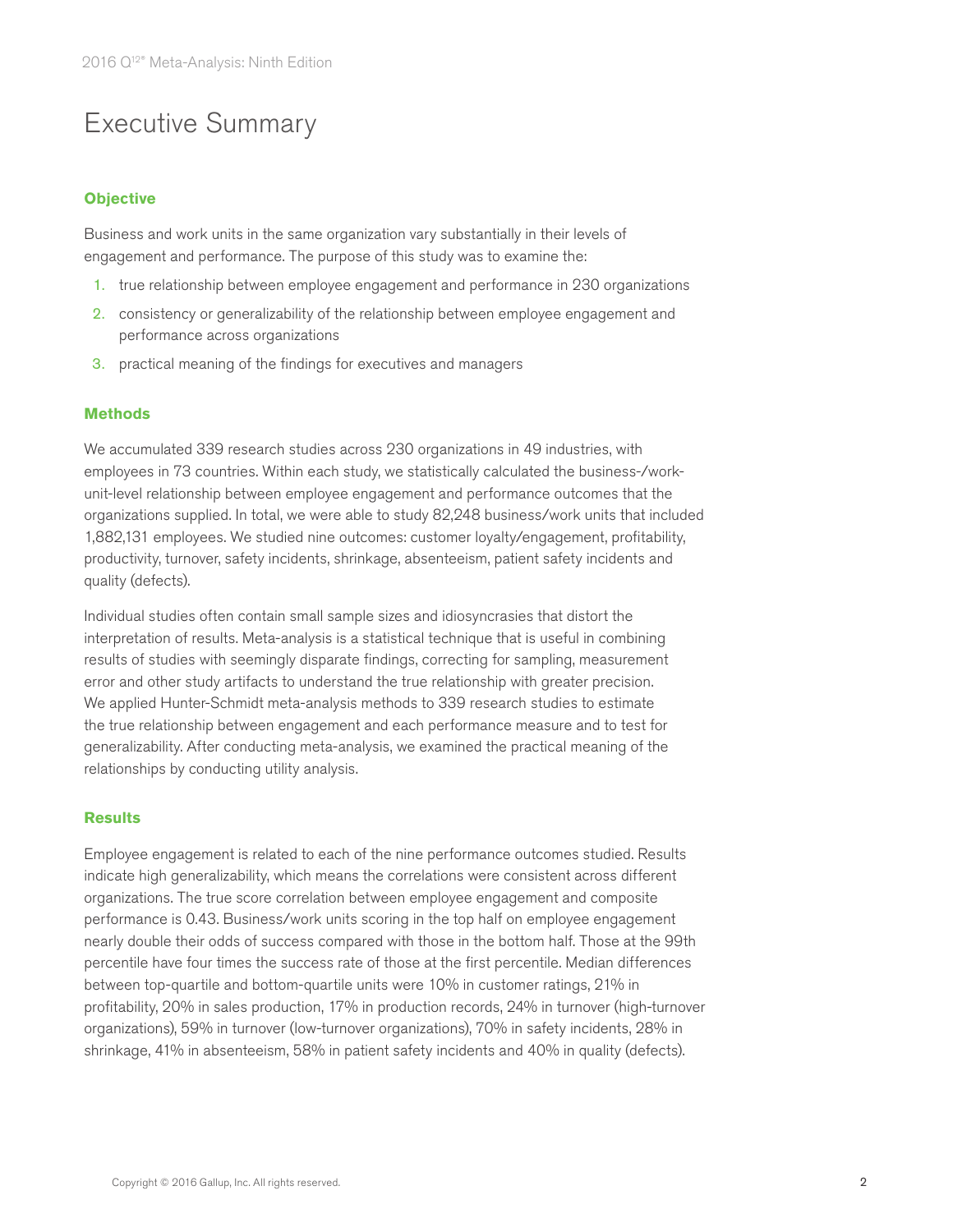# Executive Summary

### Objective

Business and work units in the same organization vary substantially in their levels of engagement and performance. The purpose of this study was to examine the:

1. true relationship between employee engagement and performance in 230 organizations
2. consistency or generalizability of the relationship between employee engagement and performance across organizations
3. practical meaning of the findings for executives and managers

### Methods

We accumulated 339 research studies across 230 organizations in 49 industries, with employees in 73 countries. Within each study, we statistically calculated the business-/work-unit-level relationship between employee engagement and performance outcomes that the organizations supplied. In total, we were able to study 82,248 business/work units that included 1,882,131 employees. We studied nine outcomes: customer loyalty/engagement, profitability, productivity, turnover, safety incidents, shrinkage, absenteeism, patient safety incidents and quality (defects).

Individual studies often contain small sample sizes and idiosyncrasies that distort the interpretation of results. Meta-analysis is a statistical technique that is useful in combining results of studies with seemingly disparate findings, correcting for sampling, measurement error and other study artifacts to understand the true relationship with greater precision. We applied Hunter-Schmidt meta-analysis methods to 339 research studies to estimate the true relationship between engagement and each performance measure and to test for generalizability. After conducting meta-analysis, we examined the practical meaning of the relationships by conducting utility analysis.

### Results

Employee engagement is related to each of the nine performance outcomes studied. Results indicate high generalizability, which means the correlations were consistent across different organizations. The true score correlation between employee engagement and composite performance is 0.43. Business/work units scoring in the top half on employee engagement nearly double their odds of success compared with those in the bottom half. Those at the 99th percentile have four times the success rate of those at the first percentile. Median differences between top-quartile and bottom-quartile units were 10% in customer ratings, 21% in profitability, 20% in sales production, 17% in production records, 24% in turnover (high-turnover organizations), 59% in turnover (low-turnover organizations), 70% in safety incidents, 28% in shrinkage, 41% in absenteeism, 58% in patient safety incidents and 40% in quality (defects).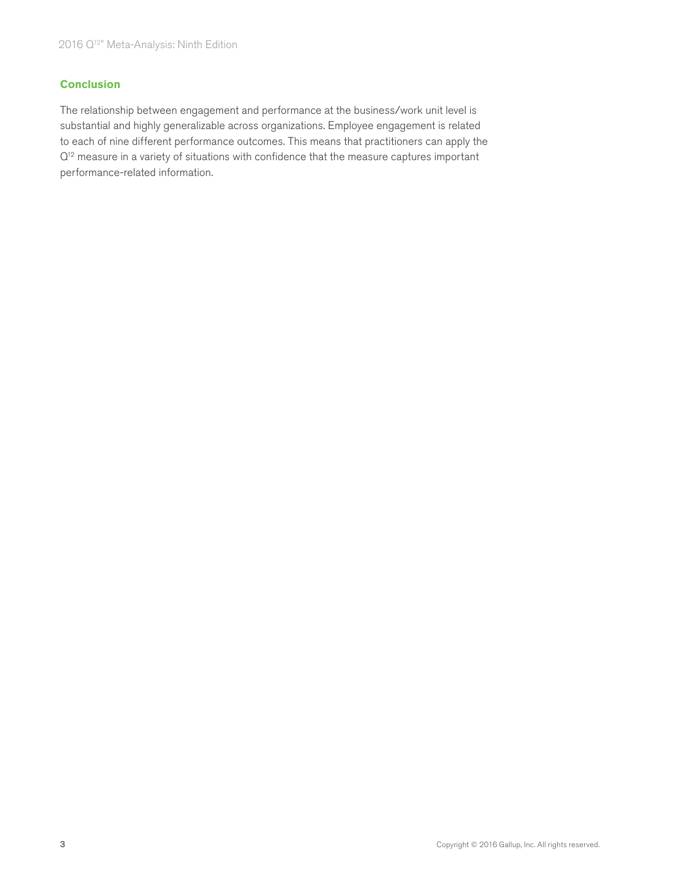## Conclusion

The relationship between engagement and performance at the business/work unit level is substantial and highly generalizable across organizations. Employee engagement is related to each of nine different performance outcomes. This means that practitioners can apply the Q[12] measure in a variety of situations with confidence that the measure captures important performance-related information.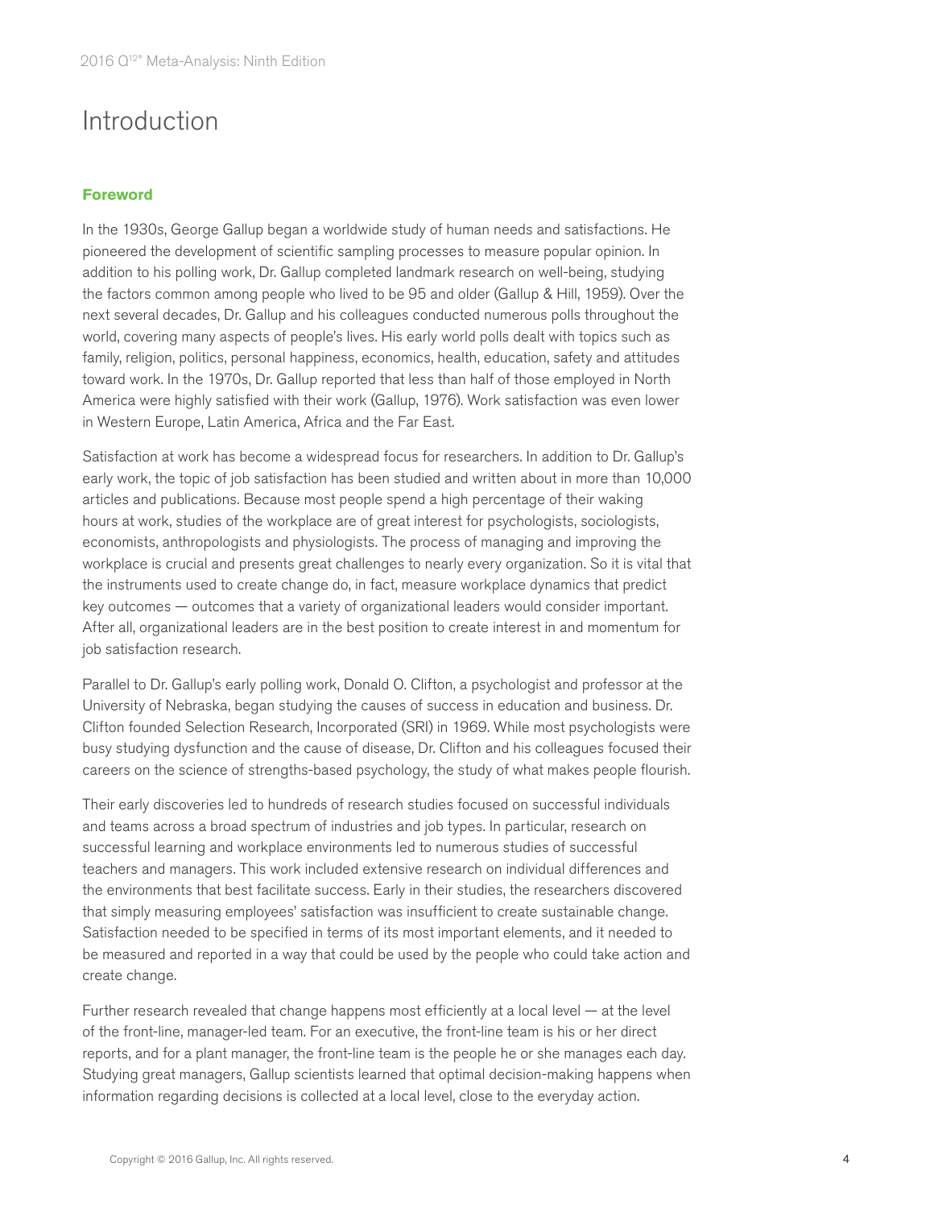# Introduction

### Foreword

In the 1930s, George Gallup began a worldwide study of human needs and satisfactions. He pioneered the development of scientific sampling processes to measure popular opinion. In addition to his polling work, Dr. Gallup completed landmark research on well-being, studying the factors common among people who lived to be 95 and older (Gallup & Hill, 1959). Over the next several decades, Dr. Gallup and his colleagues conducted numerous polls throughout the world, covering many aspects of people's lives. His early world polls dealt with topics such as family, religion, politics, personal happiness, economics, health, education, safety and attitudes toward work. In the 1970s, Dr. Gallup reported that less than half of those employed in North America were highly satisfied with their work (Gallup, 1976). Work satisfaction was even lower in Western Europe, Latin America, Africa and the Far East.

Satisfaction at work has become a widespread focus for researchers. In addition to Dr. Gallup's early work, the topic of job satisfaction has been studied and written about in more than 10,000 articles and publications. Because most people spend a high percentage of their waking hours at work, studies of the workplace are of great interest for psychologists, sociologists, economists, anthropologists and physiologists. The process of managing and improving the workplace is crucial and presents great challenges to nearly every organization. So it is vital that the instruments used to create change do, in fact, measure workplace dynamics that predict key outcomes — outcomes that a variety of organizational leaders would consider important. After all, organizational leaders are in the best position to create interest in and momentum for job satisfaction research.

Parallel to Dr. Gallup's early polling work, Donald O. Clifton, a psychologist and professor at the University of Nebraska, began studying the causes of success in education and business. Dr. Clifton founded Selection Research, Incorporated (SRI) in 1969. While most psychologists were busy studying dysfunction and the cause of disease, Dr. Clifton and his colleagues focused their careers on the science of strengths-based psychology, the study of what makes people flourish.

Their early discoveries led to hundreds of research studies focused on successful individuals and teams across a broad spectrum of industries and job types. In particular, research on successful learning and workplace environments led to numerous studies of successful teachers and managers. This work included extensive research on individual differences and the environments that best facilitate success. Early in their studies, the researchers discovered that simply measuring employees' satisfaction was insufficient to create sustainable change. Satisfaction needed to be specified in terms of its most important elements, and it needed to be measured and reported in a way that could be used by the people who could take action and create change.

Further research revealed that change happens most efficiently at a local level — at the level of the front-line, manager-led team. For an executive, the front-line team is his or her direct reports, and for a plant manager, the front-line team is the people he or she manages each day. Studying great managers, Gallup scientists learned that optimal decision-making happens when information regarding decisions is collected at a local level, close to the everyday action.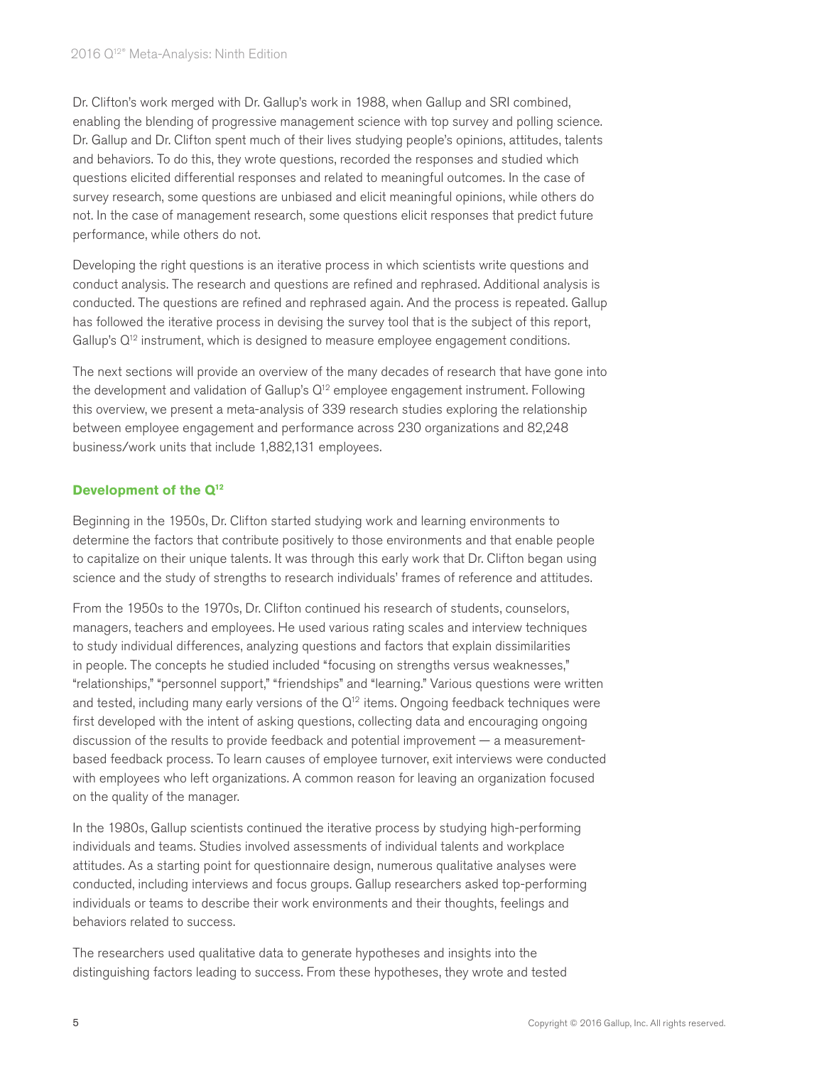Dr. Clifton's work merged with Dr. Gallup's work in 1988, when Gallup and SRI combined, enabling the blending of progressive management science with top survey and polling science. Dr. Gallup and Dr. Clifton spent much of their lives studying people's opinions, attitudes, talents and behaviors. To do this, they wrote questions, recorded the responses and studied which questions elicited differential responses and related to meaningful outcomes. In the case of survey research, some questions are unbiased and elicit meaningful opinions, while others do not. In the case of management research, some questions elicit responses that predict future performance, while others do not.

Developing the right questions is an iterative process in which scientists write questions and conduct analysis. The research and questions are refined and rephrased. Additional analysis is conducted. The questions are refined and rephrased again. And the process is repeated. Gallup has followed the iterative process in devising the survey tool that is the subject of this report, Gallup's Q[12] instrument, which is designed to measure employee engagement conditions.

The next sections will provide an overview of the many decades of research that have gone into the development and validation of Gallup's Q[12] employee engagement instrument. Following this overview, we present a meta-analysis of 339 research studies exploring the relationship between employee engagement and performance across 230 organizations and 82,248 business/work units that include 1,882,131 employees.

## Development of the Q[12]

Beginning in the 1950s, Dr. Clifton started studying work and learning environments to determine the factors that contribute positively to those environments and that enable people to capitalize on their unique talents. It was through this early work that Dr. Clifton began using science and the study of strengths to research individuals' frames of reference and attitudes.

From the 1950s to the 1970s, Dr. Clifton continued his research of students, counselors, managers, teachers and employees. He used various rating scales and interview techniques to study individual differences, analyzing questions and factors that explain dissimilarities in people. The concepts he studied included "focusing on strengths versus weaknesses," "relationships," "personnel support," "friendships" and "learning." Various questions were written and tested, including many early versions of the Q[12] items. Ongoing feedback techniques were first developed with the intent of asking questions, collecting data and encouraging ongoing discussion of the results to provide feedback and potential improvement — a measurement-based feedback process. To learn causes of employee turnover, exit interviews were conducted with employees who left organizations. A common reason for leaving an organization focused on the quality of the manager.

In the 1980s, Gallup scientists continued the iterative process by studying high-performing individuals and teams. Studies involved assessments of individual talents and workplace attitudes. As a starting point for questionnaire design, numerous qualitative analyses were conducted, including interviews and focus groups. Gallup researchers asked top-performing individuals or teams to describe their work environments and their thoughts, feelings and behaviors related to success.

The researchers used qualitative data to generate hypotheses and insights into the distinguishing factors leading to success. From these hypotheses, they wrote and tested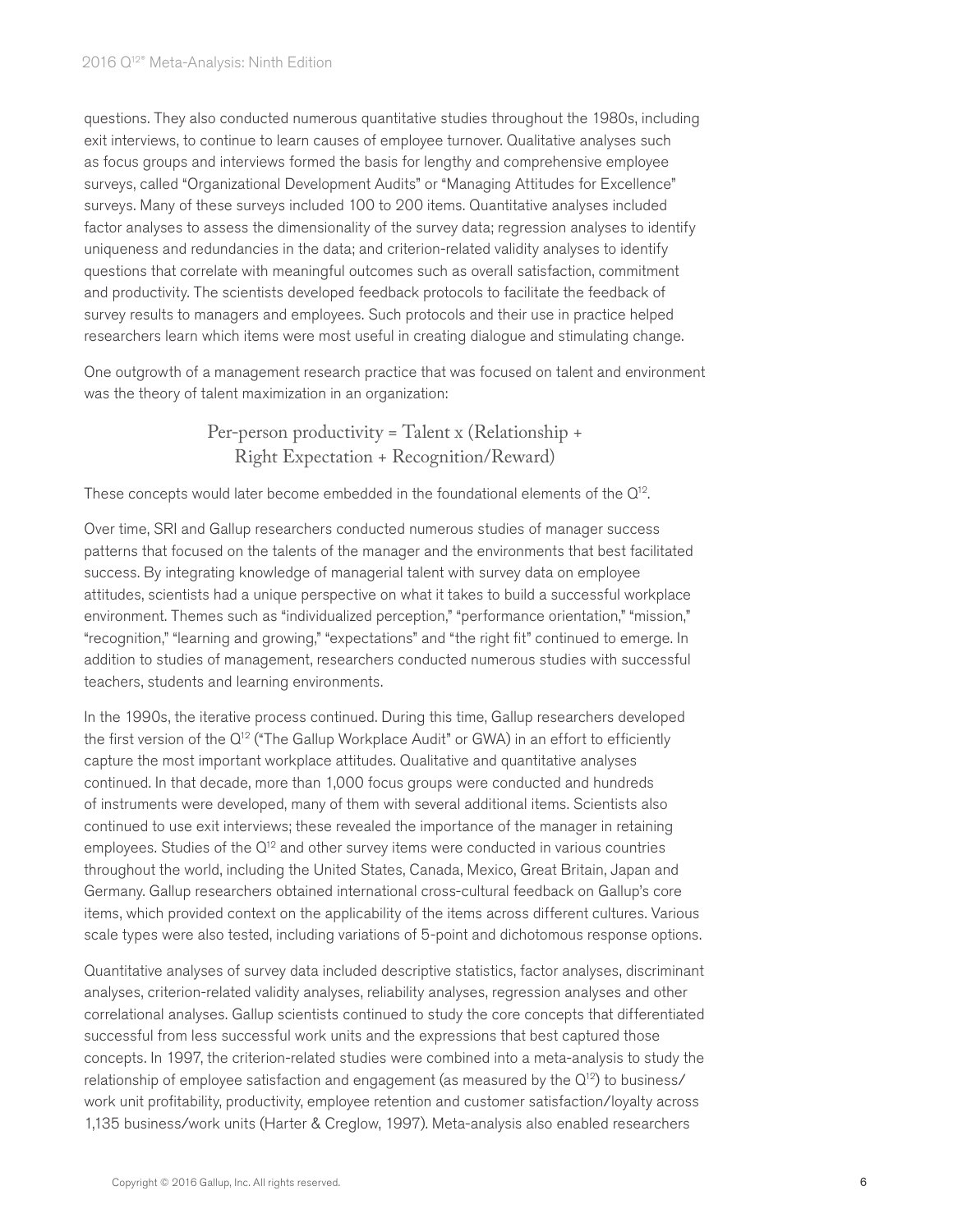questions. They also conducted numerous quantitative studies throughout the 1980s, including exit interviews, to continue to learn causes of employee turnover. Qualitative analyses such as focus groups and interviews formed the basis for lengthy and comprehensive employee surveys, called "Organizational Development Audits" or "Managing Attitudes for Excellence" surveys. Many of these surveys included 100 to 200 items. Quantitative analyses included factor analyses to assess the dimensionality of the survey data; regression analyses to identify uniqueness and redundancies in the data; and criterion-related validity analyses to identify questions that correlate with meaningful outcomes such as overall satisfaction, commitment and productivity. The scientists developed feedback protocols to facilitate the feedback of survey results to managers and employees. Such protocols and their use in practice helped researchers learn which items were most useful in creating dialogue and stimulating change.

One outgrowth of a management research practice that was focused on talent and environment was the theory of talent maximization in an organization:

$$\text{Per-person productivity} = \text{Talent} \times (\text{Relationship} + \text{Right Expectation} + \text{Recognition/Reward})$$

These concepts would later become embedded in the foundational elements of the Q[12].

Over time, SRI and Gallup researchers conducted numerous studies of manager success patterns that focused on the talents of the manager and the environments that best facilitated success. By integrating knowledge of managerial talent with survey data on employee attitudes, scientists had a unique perspective on what it takes to build a successful workplace environment. Themes such as "individualized perception," "performance orientation," "mission," "recognition," "learning and growing," "expectations" and "the right fit" continued to emerge. In addition to studies of management, researchers conducted numerous studies with successful teachers, students and learning environments.

In the 1990s, the iterative process continued. During this time, Gallup researchers developed the first version of the Q[12] ("The Gallup Workplace Audit" or GWA) in an effort to efficiently capture the most important workplace attitudes. Qualitative and quantitative analyses continued. In that decade, more than 1,000 focus groups were conducted and hundreds of instruments were developed, many of them with several additional items. Scientists also continued to use exit interviews; these revealed the importance of the manager in retaining employees. Studies of the Q[12] and other survey items were conducted in various countries throughout the world, including the United States, Canada, Mexico, Great Britain, Japan and Germany. Gallup researchers obtained international cross-cultural feedback on Gallup's core items, which provided context on the applicability of the items across different cultures. Various scale types were also tested, including variations of 5-point and dichotomous response options.

Quantitative analyses of survey data included descriptive statistics, factor analyses, discriminant analyses, criterion-related validity analyses, reliability analyses, regression analyses and other correlational analyses. Gallup scientists continued to study the core concepts that differentiated successful from less successful work units and the expressions that best captured those concepts. In 1997, the criterion-related studies were combined into a meta-analysis to study the relationship of employee satisfaction and engagement (as measured by the Q[12]) to business/work unit profitability, productivity, employee retention and customer satisfaction/loyalty across 1,135 business/work units (Harter & Creglow, 1997). Meta-analysis also enabled researchers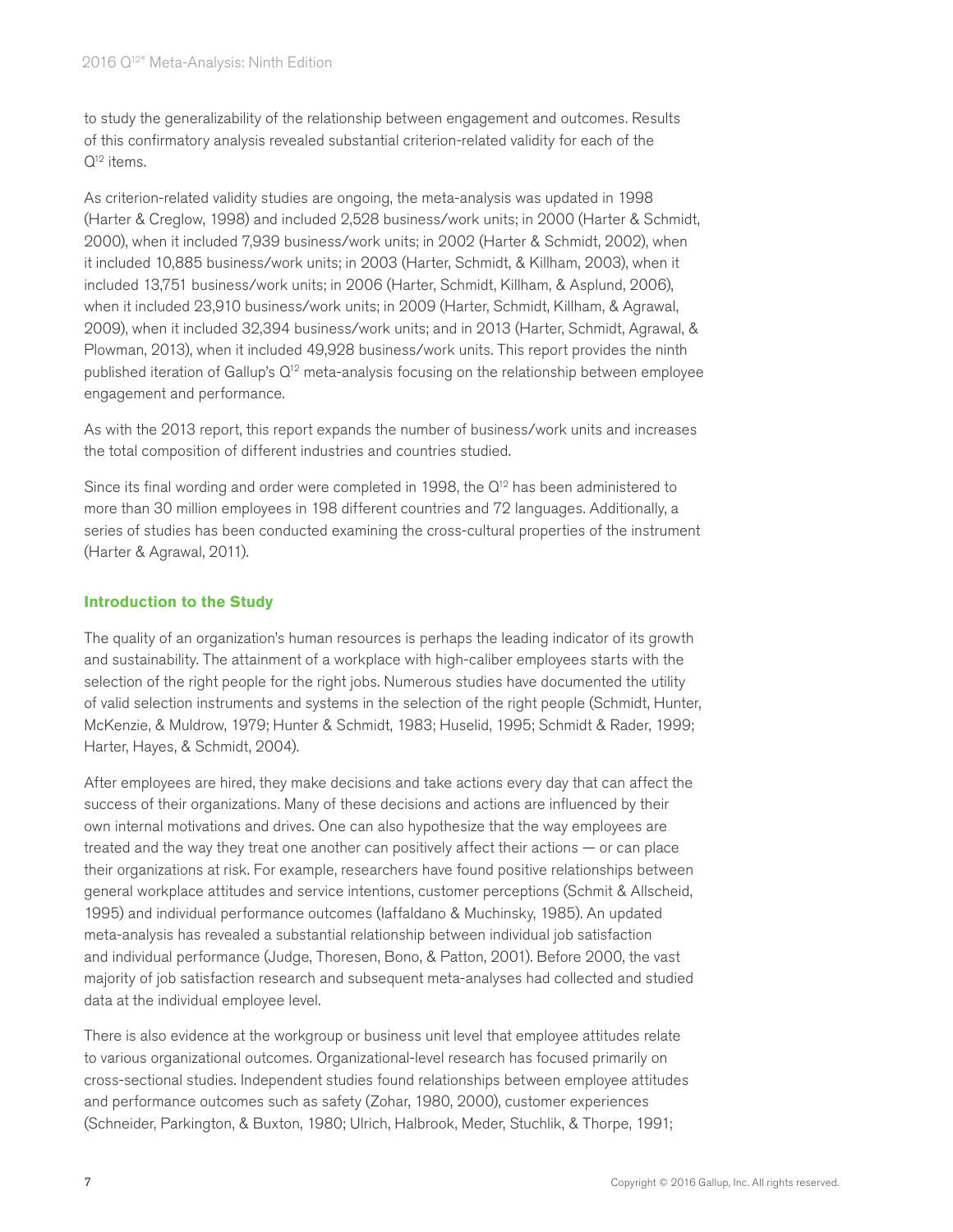to study the generalizability of the relationship between engagement and outcomes. Results of this confirmatory analysis revealed substantial criterion-related validity for each of the Q[12] items.

As criterion-related validity studies are ongoing, the meta-analysis was updated in 1998 (Harter & Creglow, 1998) and included 2,528 business/work units; in 2000 (Harter & Schmidt, 2000), when it included 7,939 business/work units; in 2002 (Harter & Schmidt, 2002), when it included 10,885 business/work units; in 2003 (Harter, Schmidt, & Killham, 2003), when it included 13,751 business/work units; in 2006 (Harter, Schmidt, Killham, & Asplund, 2006), when it included 23,910 business/work units; in 2009 (Harter, Schmidt, Killham, & Agrawal, 2009), when it included 32,394 business/work units; and in 2013 (Harter, Schmidt, Agrawal, & Plowman, 2013), when it included 49,928 business/work units. This report provides the ninth published iteration of Gallup's Q[12] meta-analysis focusing on the relationship between employee engagement and performance.

As with the 2013 report, this report expands the number of business/work units and increases the total composition of different industries and countries studied.

Since its final wording and order were completed in 1998, the Q[12] has been administered to more than 30 million employees in 198 different countries and 72 languages. Additionally, a series of studies has been conducted examining the cross-cultural properties of the instrument (Harter & Agrawal, 2011).

### Introduction to the Study

The quality of an organization's human resources is perhaps the leading indicator of its growth and sustainability. The attainment of a workplace with high-caliber employees starts with the selection of the right people for the right jobs. Numerous studies have documented the utility of valid selection instruments and systems in the selection of the right people (Schmidt, Hunter, McKenzie, & Muldrow, 1979; Hunter & Schmidt, 1983; Huselid, 1995; Schmidt & Rader, 1999; Harter, Hayes, & Schmidt, 2004).

After employees are hired, they make decisions and take actions every day that can affect the success of their organizations. Many of these decisions and actions are influenced by their own internal motivations and drives. One can also hypothesize that the way employees are treated and the way they treat one another can positively affect their actions — or can place their organizations at risk. For example, researchers have found positive relationships between general workplace attitudes and service intentions, customer perceptions (Schmit & Allscheid, 1995) and individual performance outcomes (Iaffaldano & Muchinsky, 1985). An updated meta-analysis has revealed a substantial relationship between individual job satisfaction and individual performance (Judge, Thoresen, Bono, & Patton, 2001). Before 2000, the vast majority of job satisfaction research and subsequent meta-analyses had collected and studied data at the individual employee level.

There is also evidence at the workgroup or business unit level that employee attitudes relate to various organizational outcomes. Organizational-level research has focused primarily on cross-sectional studies. Independent studies found relationships between employee attitudes and performance outcomes such as safety (Zohar, 1980, 2000), customer experiences (Schneider, Parkington, & Buxton, 1980; Ulrich, Halbrook, Meder, Stuchlik, & Thorpe, 1991;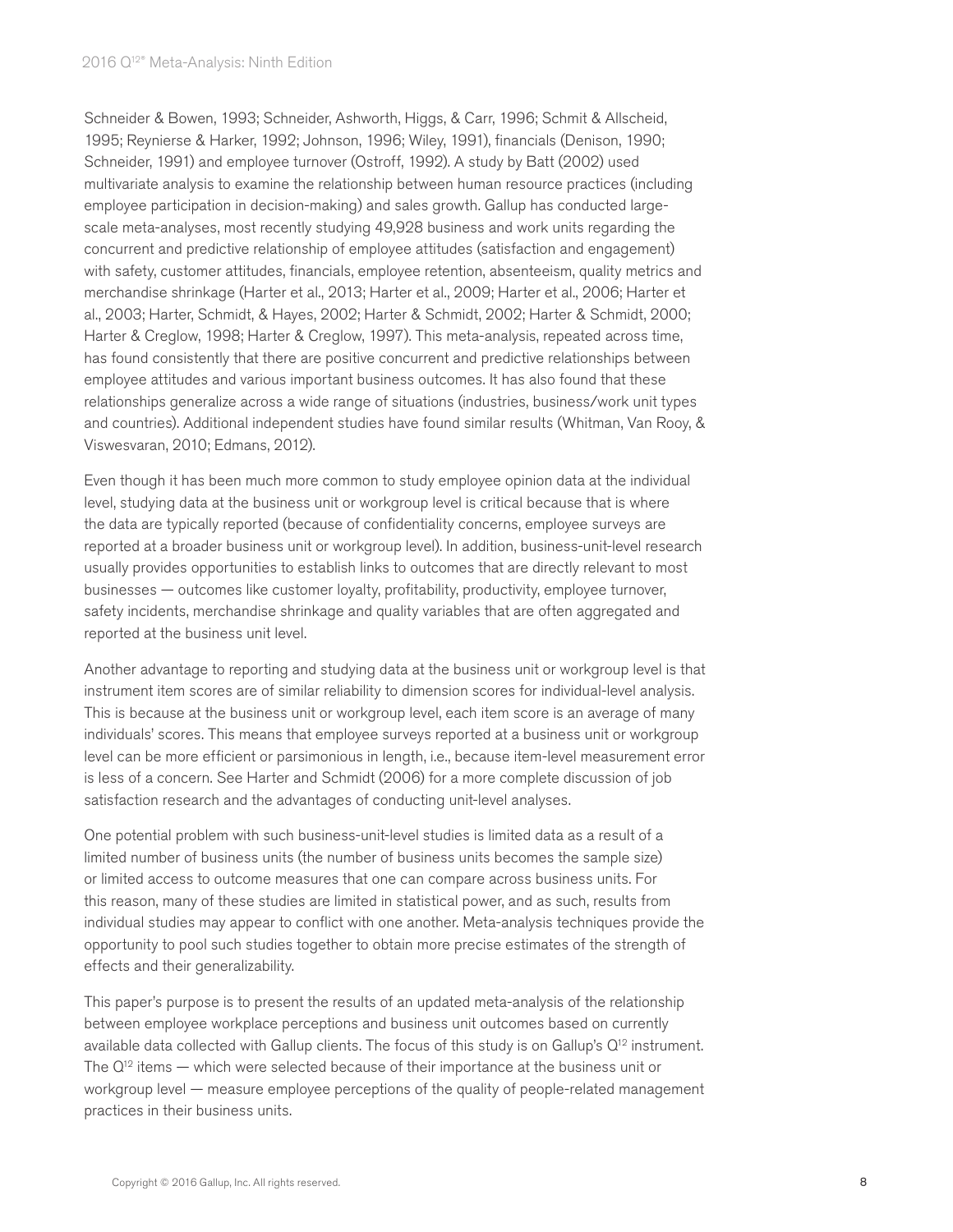Schneider & Bowen, 1993; Schneider, Ashworth, Higgs, & Carr, 1996; Schmit & Allscheid, 1995; Reynierse & Harker, 1992; Johnson, 1996; Wiley, 1991), financials (Denison, 1990; Schneider, 1991) and employee turnover (Ostroff, 1992). A study by Batt (2002) used multivariate analysis to examine the relationship between human resource practices (including employee participation in decision-making) and sales growth. Gallup has conducted large-scale meta-analyses, most recently studying 49,928 business and work units regarding the concurrent and predictive relationship of employee attitudes (satisfaction and engagement) with safety, customer attitudes, financials, employee retention, absenteeism, quality metrics and merchandise shrinkage (Harter et al., 2013; Harter et al., 2009; Harter et al., 2006; Harter et al., 2003; Harter, Schmidt, & Hayes, 2002; Harter & Schmidt, 2002; Harter & Schmidt, 2000; Harter & Creglow, 1998; Harter & Creglow, 1997). This meta-analysis, repeated across time, has found consistently that there are positive concurrent and predictive relationships between employee attitudes and various important business outcomes. It has also found that these relationships generalize across a wide range of situations (industries, business/work unit types and countries). Additional independent studies have found similar results (Whitman, Van Rooy, & Viswesvaran, 2010; Edmans, 2012).

Even though it has been much more common to study employee opinion data at the individual level, studying data at the business unit or workgroup level is critical because that is where the data are typically reported (because of confidentiality concerns, employee surveys are reported at a broader business unit or workgroup level). In addition, business-unit-level research usually provides opportunities to establish links to outcomes that are directly relevant to most businesses — outcomes like customer loyalty, profitability, productivity, employee turnover, safety incidents, merchandise shrinkage and quality variables that are often aggregated and reported at the business unit level.

Another advantage to reporting and studying data at the business unit or workgroup level is that instrument item scores are of similar reliability to dimension scores for individual-level analysis. This is because at the business unit or workgroup level, each item score is an average of many individuals' scores. This means that employee surveys reported at a business unit or workgroup level can be more efficient or parsimonious in length, i.e., because item-level measurement error is less of a concern. See Harter and Schmidt (2006) for a more complete discussion of job satisfaction research and the advantages of conducting unit-level analyses.

One potential problem with such business-unit-level studies is limited data as a result of a limited number of business units (the number of business units becomes the sample size) or limited access to outcome measures that one can compare across business units. For this reason, many of these studies are limited in statistical power, and as such, results from individual studies may appear to conflict with one another. Meta-analysis techniques provide the opportunity to pool such studies together to obtain more precise estimates of the strength of effects and their generalizability.

This paper's purpose is to present the results of an updated meta-analysis of the relationship between employee workplace perceptions and business unit outcomes based on currently available data collected with Gallup clients. The focus of this study is on Gallup's Q[12] instrument. The Q[12] items — which were selected because of their importance at the business unit or workgroup level — measure employee perceptions of the quality of people-related management practices in their business units.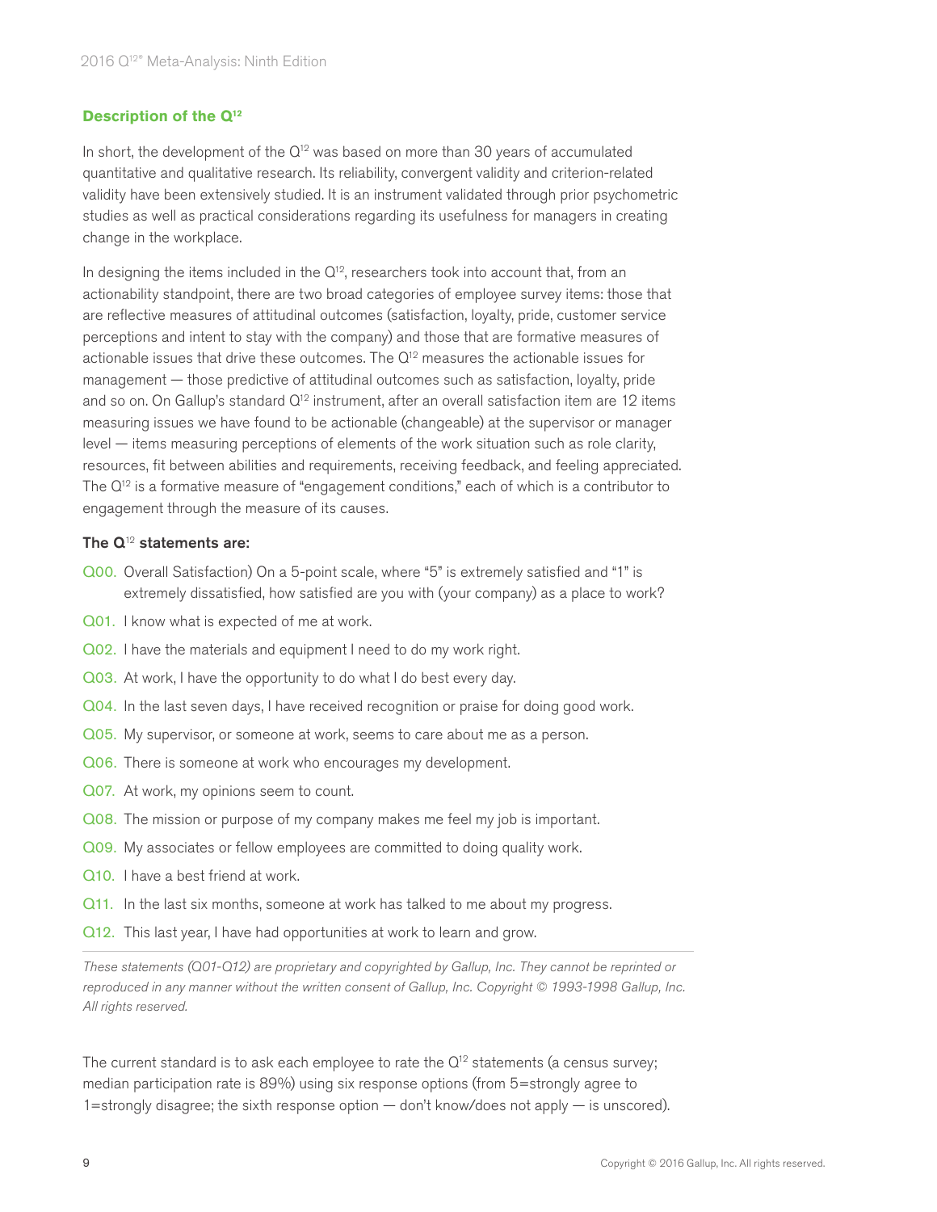## Description of the Q[12]

In short, the development of the Q[12] was based on more than 30 years of accumulated quantitative and qualitative research. Its reliability, convergent validity and criterion-related validity have been extensively studied. It is an instrument validated through prior psychometric studies as well as practical considerations regarding its usefulness for managers in creating change in the workplace.

In designing the items included in the Q[12], researchers took into account that, from an actionability standpoint, there are two broad categories of employee survey items: those that are reflective measures of attitudinal outcomes (satisfaction, loyalty, pride, customer service perceptions and intent to stay with the company) and those that are formative measures of actionable issues that drive these outcomes. The Q[12] measures the actionable issues for management — those predictive of attitudinal outcomes such as satisfaction, loyalty, pride and so on. On Gallup's standard Q[12] instrument, after an overall satisfaction item are 12 items measuring issues we have found to be actionable (changeable) at the supervisor or manager level — items measuring perceptions of elements of the work situation such as role clarity, resources, fit between abilities and requirements, receiving feedback, and feeling appreciated. The Q[12] is a formative measure of "engagement conditions," each of which is a contributor to engagement through the measure of its causes.

**The Q[12] statements are:**

- Q00. Overall Satisfaction) On a 5-point scale, where "5" is extremely satisfied and "1" is extremely dissatisfied, how satisfied are you with (your company) as a place to work?
- Q01. I know what is expected of me at work.
- Q02. I have the materials and equipment I need to do my work right.
- Q03. At work, I have the opportunity to do what I do best every day.
- Q04. In the last seven days, I have received recognition or praise for doing good work.
- Q05. My supervisor, or someone at work, seems to care about me as a person.
- Q06. There is someone at work who encourages my development.
- Q07. At work, my opinions seem to count.
- Q08. The mission or purpose of my company makes me feel my job is important.
- Q09. My associates or fellow employees are committed to doing quality work.
- Q10. I have a best friend at work.
- Q11. In the last six months, someone at work has talked to me about my progress.
- Q12. This last year, I have had opportunities at work to learn and grow.

*These statements (Q01-Q12) are proprietary and copyrighted by Gallup, Inc. They cannot be reprinted or reproduced in any manner without the written consent of Gallup, Inc. Copyright © 1993-1998 Gallup, Inc. All rights reserved.*

The current standard is to ask each employee to rate the Q[12] statements (a census survey; median participation rate is 89%) using six response options (from 5=strongly agree to 1=strongly disagree; the sixth response option — don't know/does not apply — is unscored).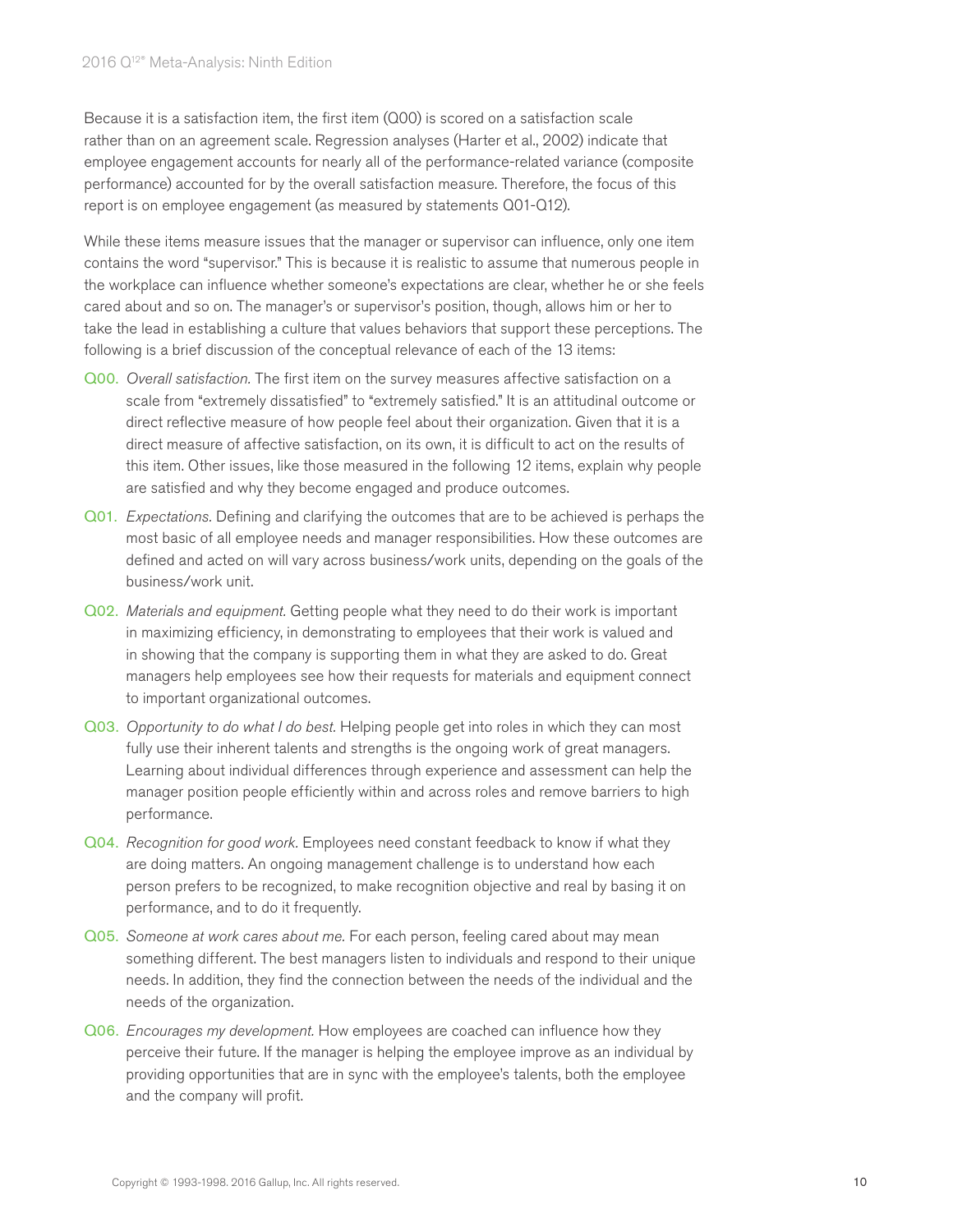Because it is a satisfaction item, the first item (Q00) is scored on a satisfaction scale rather than on an agreement scale. Regression analyses (Harter et al., 2002) indicate that employee engagement accounts for nearly all of the performance-related variance (composite performance) accounted for by the overall satisfaction measure. Therefore, the focus of this report is on employee engagement (as measured by statements Q01-Q12).

While these items measure issues that the manager or supervisor can influence, only one item contains the word "supervisor." This is because it is realistic to assume that numerous people in the workplace can influence whether someone's expectations are clear, whether he or she feels cared about and so on. The manager's or supervisor's position, though, allows him or her to take the lead in establishing a culture that values behaviors that support these perceptions. The following is a brief discussion of the conceptual relevance of each of the 13 items:

- Q00. *Overall satisfaction.* The first item on the survey measures affective satisfaction on a scale from "extremely dissatisfied" to "extremely satisfied." It is an attitudinal outcome or direct reflective measure of how people feel about their organization. Given that it is a direct measure of affective satisfaction, on its own, it is difficult to act on the results of this item. Other issues, like those measured in the following 12 items, explain why people are satisfied and why they become engaged and produce outcomes.

- Q01. *Expectations.* Defining and clarifying the outcomes that are to be achieved is perhaps the most basic of all employee needs and manager responsibilities. How these outcomes are defined and acted on will vary across business/work units, depending on the goals of the business/work unit.

- Q02. *Materials and equipment.* Getting people what they need to do their work is important in maximizing efficiency, in demonstrating to employees that their work is valued and in showing that the company is supporting them in what they are asked to do. Great managers help employees see how their requests for materials and equipment connect to important organizational outcomes.

- Q03. *Opportunity to do what I do best.* Helping people get into roles in which they can most fully use their inherent talents and strengths is the ongoing work of great managers. Learning about individual differences through experience and assessment can help the manager position people efficiently within and across roles and remove barriers to high performance.

- Q04. *Recognition for good work.* Employees need constant feedback to know if what they are doing matters. An ongoing management challenge is to understand how each person prefers to be recognized, to make recognition objective and real by basing it on performance, and to do it frequently.

- Q05. *Someone at work cares about me.* For each person, feeling cared about may mean something different. The best managers listen to individuals and respond to their unique needs. In addition, they find the connection between the needs of the individual and the needs of the organization.

- Q06. *Encourages my development.* How employees are coached can influence how they perceive their future. If the manager is helping the employee improve as an individual by providing opportunities that are in sync with the employee's talents, both the employee and the company will profit.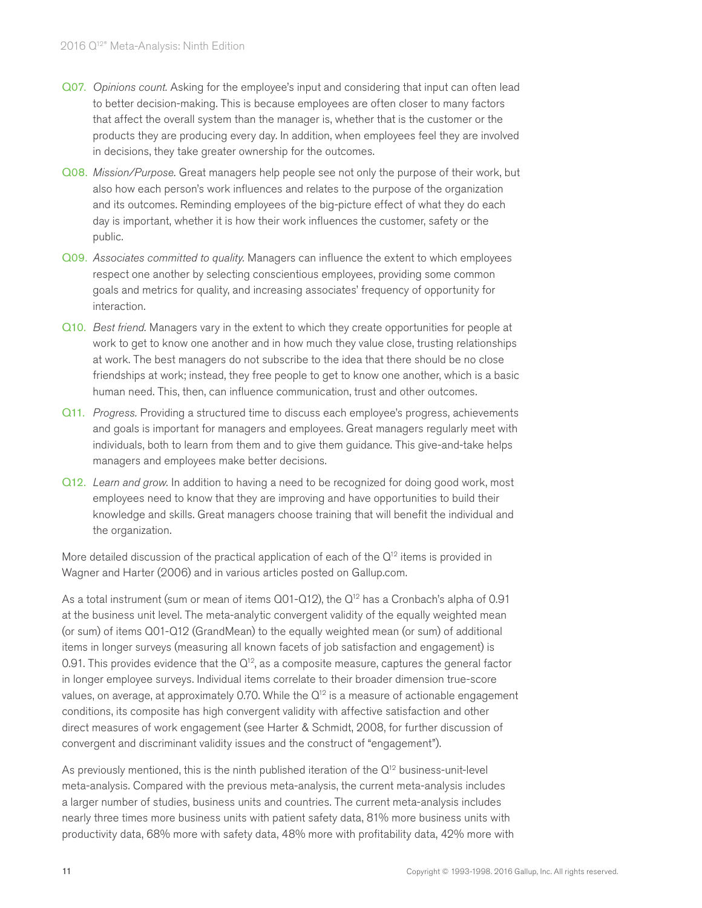Q07. *Opinions count.* Asking for the employee's input and considering that input can often lead to better decision-making. This is because employees are often closer to many factors that affect the overall system than the manager is, whether that is the customer or the products they are producing every day. In addition, when employees feel they are involved in decisions, they take greater ownership for the outcomes.

Q08. *Mission/Purpose.* Great managers help people see not only the purpose of their work, but also how each person's work influences and relates to the purpose of the organization and its outcomes. Reminding employees of the big-picture effect of what they do each day is important, whether it is how their work influences the customer, safety or the public.

Q09. *Associates committed to quality.* Managers can influence the extent to which employees respect one another by selecting conscientious employees, providing some common goals and metrics for quality, and increasing associates' frequency of opportunity for interaction.

Q10. *Best friend.* Managers vary in the extent to which they create opportunities for people at work to get to know one another and in how much they value close, trusting relationships at work. The best managers do not subscribe to the idea that there should be no close friendships at work; instead, they free people to get to know one another, which is a basic human need. This, then, can influence communication, trust and other outcomes.

Q11. *Progress.* Providing a structured time to discuss each employee's progress, achievements and goals is important for managers and employees. Great managers regularly meet with individuals, both to learn from them and to give them guidance. This give-and-take helps managers and employees make better decisions.

Q12. *Learn and grow.* In addition to having a need to be recognized for doing good work, most employees need to know that they are improving and have opportunities to build their knowledge and skills. Great managers choose training that will benefit the individual and the organization.

More detailed discussion of the practical application of each of the Q[12] items is provided in Wagner and Harter (2006) and in various articles posted on Gallup.com.

As a total instrument (sum or mean of items Q01-Q12), the Q[12] has a Cronbach's alpha of 0.91 at the business unit level. The meta-analytic convergent validity of the equally weighted mean (or sum) of items Q01-Q12 (GrandMean) to the equally weighted mean (or sum) of additional items in longer surveys (measuring all known facets of job satisfaction and engagement) is 0.91. This provides evidence that the Q[12], as a composite measure, captures the general factor in longer employee surveys. Individual items correlate to their broader dimension true-score values, on average, at approximately 0.70. While the Q[12] is a measure of actionable engagement conditions, its composite has high convergent validity with affective satisfaction and other direct measures of work engagement (see Harter & Schmidt, 2008, for further discussion of convergent and discriminant validity issues and the construct of "engagement").

As previously mentioned, this is the ninth published iteration of the Q[12] business-unit-level meta-analysis. Compared with the previous meta-analysis, the current meta-analysis includes a larger number of studies, business units and countries. The current meta-analysis includes nearly three times more business units with patient safety data, 81% more business units with productivity data, 68% more with safety data, 48% more with profitability data, 42% more with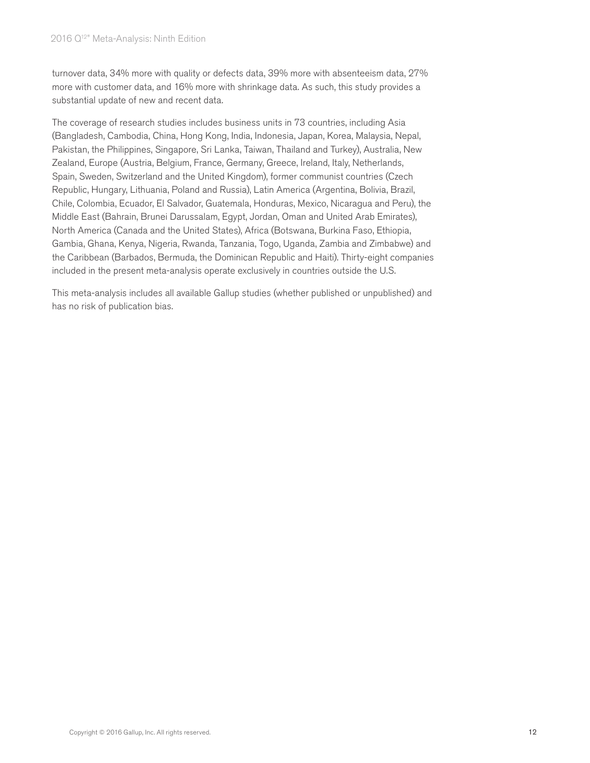turnover data, 34% more with quality or defects data, 39% more with absenteeism data, 27% more with customer data, and 16% more with shrinkage data. As such, this study provides a substantial update of new and recent data.

The coverage of research studies includes business units in 73 countries, including Asia (Bangladesh, Cambodia, China, Hong Kong, India, Indonesia, Japan, Korea, Malaysia, Nepal, Pakistan, the Philippines, Singapore, Sri Lanka, Taiwan, Thailand and Turkey), Australia, New Zealand, Europe (Austria, Belgium, France, Germany, Greece, Ireland, Italy, Netherlands, Spain, Sweden, Switzerland and the United Kingdom), former communist countries (Czech Republic, Hungary, Lithuania, Poland and Russia), Latin America (Argentina, Bolivia, Brazil, Chile, Colombia, Ecuador, El Salvador, Guatemala, Honduras, Mexico, Nicaragua and Peru), the Middle East (Bahrain, Brunei Darussalam, Egypt, Jordan, Oman and United Arab Emirates), North America (Canada and the United States), Africa (Botswana, Burkina Faso, Ethiopia, Gambia, Ghana, Kenya, Nigeria, Rwanda, Tanzania, Togo, Uganda, Zambia and Zimbabwe) and the Caribbean (Barbados, Bermuda, the Dominican Republic and Haiti). Thirty-eight companies included in the present meta-analysis operate exclusively in countries outside the U.S.

This meta-analysis includes all available Gallup studies (whether published or unpublished) and has no risk of publication bias.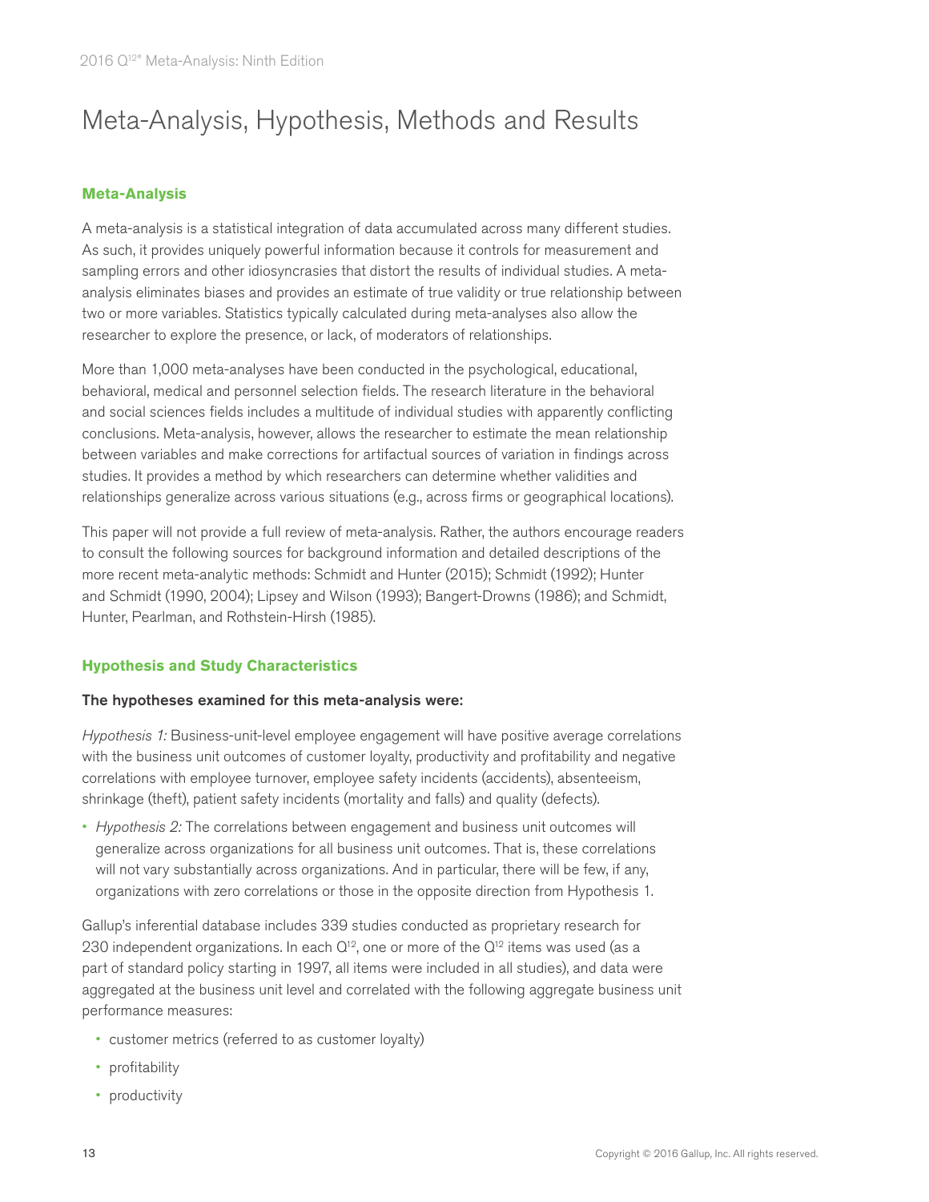# Meta-Analysis, Hypothesis, Methods and Results

## Meta-Analysis

A meta-analysis is a statistical integration of data accumulated across many different studies. As such, it provides uniquely powerful information because it controls for measurement and sampling errors and other idiosyncrasies that distort the results of individual studies. A meta-analysis eliminates biases and provides an estimate of true validity or true relationship between two or more variables. Statistics typically calculated during meta-analyses also allow the researcher to explore the presence, or lack, of moderators of relationships.

More than 1,000 meta-analyses have been conducted in the psychological, educational, behavioral, medical and personnel selection fields. The research literature in the behavioral and social sciences fields includes a multitude of individual studies with apparently conflicting conclusions. Meta-analysis, however, allows the researcher to estimate the mean relationship between variables and make corrections for artifactual sources of variation in findings across studies. It provides a method by which researchers can determine whether validities and relationships generalize across various situations (e.g., across firms or geographical locations).

This paper will not provide a full review of meta-analysis. Rather, the authors encourage readers to consult the following sources for background information and detailed descriptions of the more recent meta-analytic methods: Schmidt and Hunter (2015); Schmidt (1992); Hunter and Schmidt (1990, 2004); Lipsey and Wilson (1993); Bangert-Drowns (1986); and Schmidt, Hunter, Pearlman, and Rothstein-Hirsh (1985).

## Hypothesis and Study Characteristics

**The hypotheses examined for this meta-analysis were:**

*Hypothesis 1:* Business-unit-level employee engagement will have positive average correlations with the business unit outcomes of customer loyalty, productivity and profitability and negative correlations with employee turnover, employee safety incidents (accidents), absenteeism, shrinkage (theft), patient safety incidents (mortality and falls) and quality (defects).

- *Hypothesis 2:* The correlations between engagement and business unit outcomes will generalize across organizations for all business unit outcomes. That is, these correlations will not vary substantially across organizations. And in particular, there will be few, if any, organizations with zero correlations or those in the opposite direction from Hypothesis 1.

Gallup's inferential database includes 339 studies conducted as proprietary research for 230 independent organizations. In each Q[12], one or more of the Q[12] items was used (as a part of standard policy starting in 1997, all items were included in all studies), and data were aggregated at the business unit level and correlated with the following aggregate business unit performance measures:

- customer metrics (referred to as customer loyalty)
- profitability
- productivity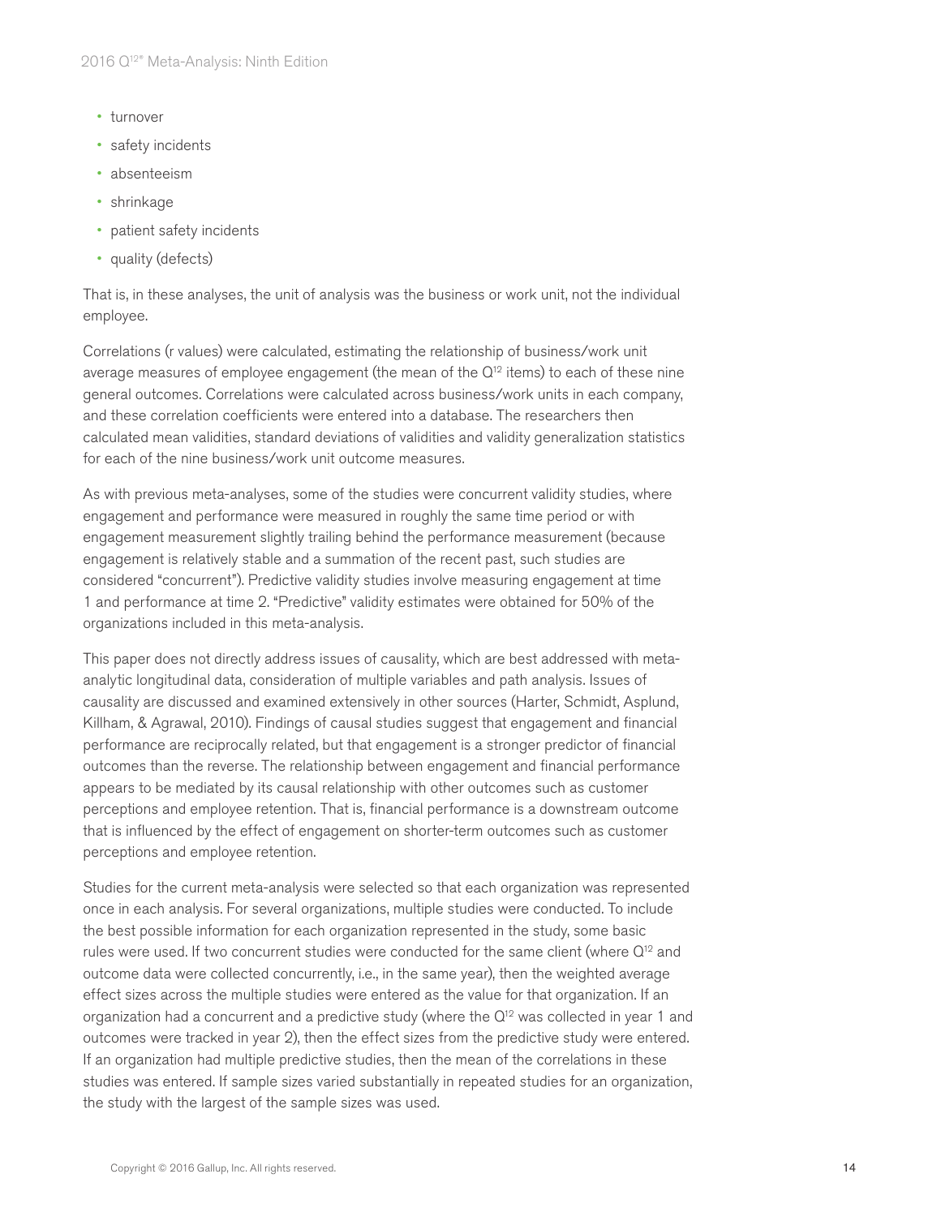- turnover
- safety incidents
- absenteeism
- shrinkage
- patient safety incidents
- quality (defects)

That is, in these analyses, the unit of analysis was the business or work unit, not the individual employee.

Correlations (r values) were calculated, estimating the relationship of business/work unit average measures of employee engagement (the mean of the Q[12] items) to each of these nine general outcomes. Correlations were calculated across business/work units in each company, and these correlation coefficients were entered into a database. The researchers then calculated mean validities, standard deviations of validities and validity generalization statistics for each of the nine business/work unit outcome measures.

As with previous meta-analyses, some of the studies were concurrent validity studies, where engagement and performance were measured in roughly the same time period or with engagement measurement slightly trailing behind the performance measurement (because engagement is relatively stable and a summation of the recent past, such studies are considered "concurrent"). Predictive validity studies involve measuring engagement at time 1 and performance at time 2. "Predictive" validity estimates were obtained for 50% of the organizations included in this meta-analysis.

This paper does not directly address issues of causality, which are best addressed with meta-analytic longitudinal data, consideration of multiple variables and path analysis. Issues of causality are discussed and examined extensively in other sources (Harter, Schmidt, Asplund, Killham, & Agrawal, 2010). Findings of causal studies suggest that engagement and financial performance are reciprocally related, but that engagement is a stronger predictor of financial outcomes than the reverse. The relationship between engagement and financial performance appears to be mediated by its causal relationship with other outcomes such as customer perceptions and employee retention. That is, financial performance is a downstream outcome that is influenced by the effect of engagement on shorter-term outcomes such as customer perceptions and employee retention.

Studies for the current meta-analysis were selected so that each organization was represented once in each analysis. For several organizations, multiple studies were conducted. To include the best possible information for each organization represented in the study, some basic rules were used. If two concurrent studies were conducted for the same client (where Q[12] and outcome data were collected concurrently, i.e., in the same year), then the weighted average effect sizes across the multiple studies were entered as the value for that organization. If an organization had a concurrent and a predictive study (where the Q[12] was collected in year 1 and outcomes were tracked in year 2), then the effect sizes from the predictive study were entered. If an organization had multiple predictive studies, then the mean of the correlations in these studies was entered. If sample sizes varied substantially in repeated studies for an organization, the study with the largest of the sample sizes was used.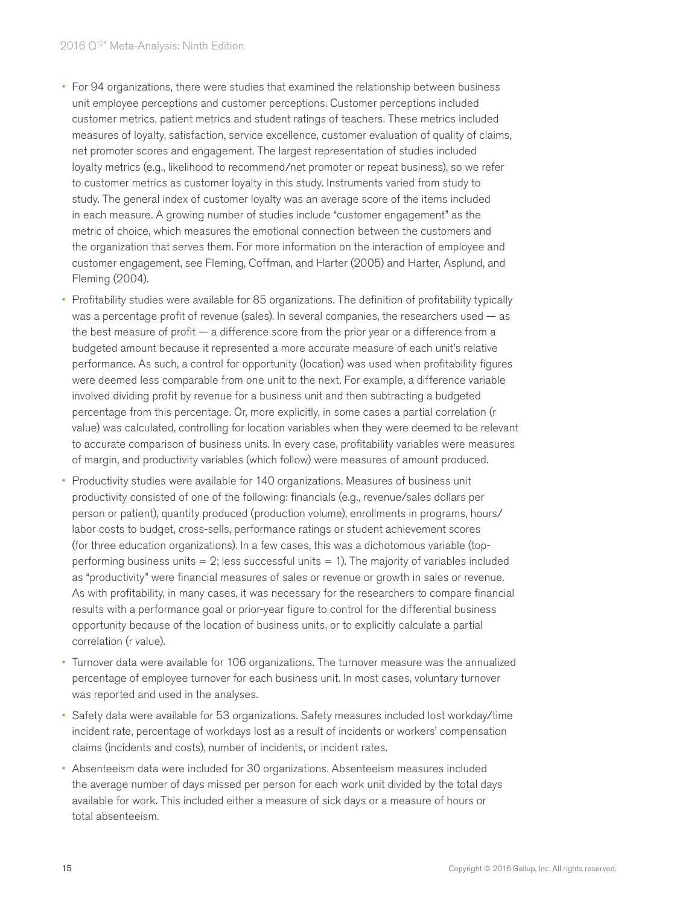- For 94 organizations, there were studies that examined the relationship between business unit employee perceptions and customer perceptions. Customer perceptions included customer metrics, patient metrics and student ratings of teachers. These metrics included measures of loyalty, satisfaction, service excellence, customer evaluation of quality of claims, net promoter scores and engagement. The largest representation of studies included loyalty metrics (e.g., likelihood to recommend/net promoter or repeat business), so we refer to customer metrics as customer loyalty in this study. Instruments varied from study to study. The general index of customer loyalty was an average score of the items included in each measure. A growing number of studies include "customer engagement" as the metric of choice, which measures the emotional connection between the customers and the organization that serves them. For more information on the interaction of employee and customer engagement, see Fleming, Coffman, and Harter (2005) and Harter, Asplund, and Fleming (2004).
- Profitability studies were available for 85 organizations. The definition of profitability typically was a percentage profit of revenue (sales). In several companies, the researchers used — as the best measure of profit — a difference score from the prior year or a difference from a budgeted amount because it represented a more accurate measure of each unit's relative performance. As such, a control for opportunity (location) was used when profitability figures were deemed less comparable from one unit to the next. For example, a difference variable involved dividing profit by revenue for a business unit and then subtracting a budgeted percentage from this percentage. Or, more explicitly, in some cases a partial correlation (r value) was calculated, controlling for location variables when they were deemed to be relevant to accurate comparison of business units. In every case, profitability variables were measures of margin, and productivity variables (which follow) were measures of amount produced.
- Productivity studies were available for 140 organizations. Measures of business unit productivity consisted of one of the following: financials (e.g., revenue/sales dollars per person or patient), quantity produced (production volume), enrollments in programs, hours/labor costs to budget, cross-sells, performance ratings or student achievement scores (for three education organizations). In a few cases, this was a dichotomous variable (top-performing business units = 2; less successful units = 1). The majority of variables included as "productivity" were financial measures of sales or revenue or growth in sales or revenue. As with profitability, in many cases, it was necessary for the researchers to compare financial results with a performance goal or prior-year figure to control for the differential business opportunity because of the location of business units, or to explicitly calculate a partial correlation (r value).
- Turnover data were available for 106 organizations. The turnover measure was the annualized percentage of employee turnover for each business unit. In most cases, voluntary turnover was reported and used in the analyses.
- Safety data were available for 53 organizations. Safety measures included lost workday/time incident rate, percentage of workdays lost as a result of incidents or workers' compensation claims (incidents and costs), number of incidents, or incident rates.
- Absenteeism data were included for 30 organizations. Absenteeism measures included the average number of days missed per person for each work unit divided by the total days available for work. This included either a measure of sick days or a measure of hours or total absenteeism.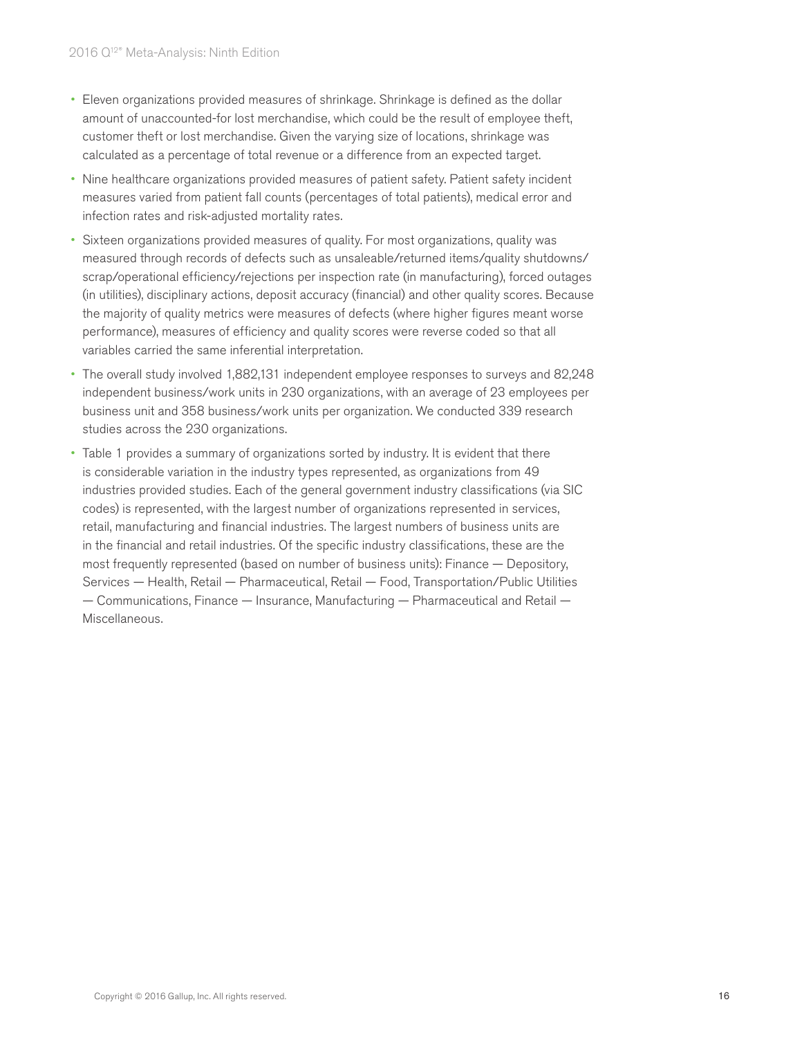- Eleven organizations provided measures of shrinkage. Shrinkage is defined as the dollar amount of unaccounted-for lost merchandise, which could be the result of employee theft, customer theft or lost merchandise. Given the varying size of locations, shrinkage was calculated as a percentage of total revenue or a difference from an expected target.
- Nine healthcare organizations provided measures of patient safety. Patient safety incident measures varied from patient fall counts (percentages of total patients), medical error and infection rates and risk-adjusted mortality rates.
- Sixteen organizations provided measures of quality. For most organizations, quality was measured through records of defects such as unsaleable/returned items/quality shutdowns/scrap/operational efficiency/rejections per inspection rate (in manufacturing), forced outages (in utilities), disciplinary actions, deposit accuracy (financial) and other quality scores. Because the majority of quality metrics were measures of defects (where higher figures meant worse performance), measures of efficiency and quality scores were reverse coded so that all variables carried the same inferential interpretation.
- The overall study involved 1,882,131 independent employee responses to surveys and 82,248 independent business/work units in 230 organizations, with an average of 23 employees per business unit and 358 business/work units per organization. We conducted 339 research studies across the 230 organizations.
- Table 1 provides a summary of organizations sorted by industry. It is evident that there is considerable variation in the industry types represented, as organizations from 49 industries provided studies. Each of the general government industry classifications (via SIC codes) is represented, with the largest number of organizations represented in services, retail, manufacturing and financial industries. The largest numbers of business units are in the financial and retail industries. Of the specific industry classifications, these are the most frequently represented (based on number of business units): Finance — Depository, Services — Health, Retail — Pharmaceutical, Retail — Food, Transportation/Public Utilities — Communications, Finance — Insurance, Manufacturing — Pharmaceutical and Retail — Miscellaneous.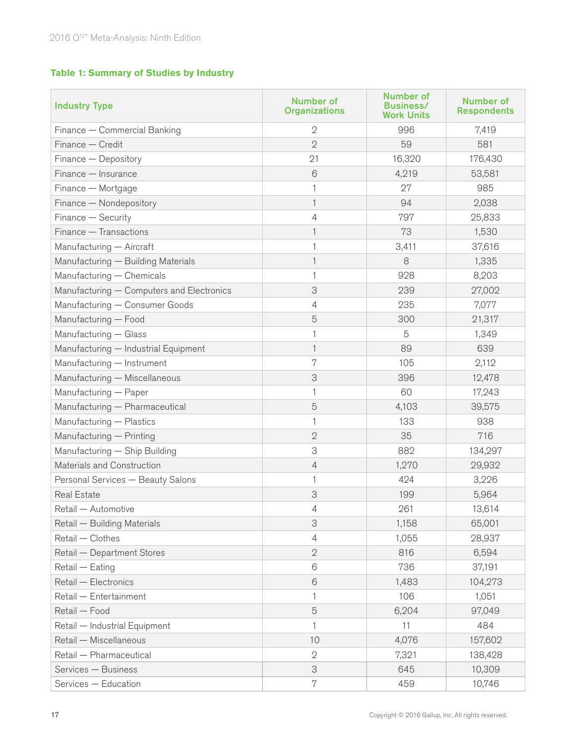**Table 1: Summary of Studies by Industry**

| Industry Type | Number of Organizations | Number of Business/ Work Units | Number of Respondents |
|---|---|---|---|
| Finance — Commercial Banking | 2 | 996 | 7,419 |
| Finance — Credit | 2 | 59 | 581 |
| Finance — Depository | 21 | 16,320 | 176,430 |
| Finance — Insurance | 6 | 4,219 | 53,581 |
| Finance — Mortgage | 1 | 27 | 985 |
| Finance — Nondepository | 1 | 94 | 2,038 |
| Finance — Security | 4 | 797 | 25,833 |
| Finance — Transactions | 1 | 73 | 1,530 |
| Manufacturing — Aircraft | 1 | 3,411 | 37,616 |
| Manufacturing — Building Materials | 1 | 8 | 1,335 |
| Manufacturing — Chemicals | 1 | 928 | 8,203 |
| Manufacturing — Computers and Electronics | 3 | 239 | 27,002 |
| Manufacturing — Consumer Goods | 4 | 235 | 7,077 |
| Manufacturing — Food | 5 | 300 | 21,317 |
| Manufacturing — Glass | 1 | 5 | 1,349 |
| Manufacturing — Industrial Equipment | 1 | 89 | 639 |
| Manufacturing — Instrument | 7 | 105 | 2,112 |
| Manufacturing — Miscellaneous | 3 | 396 | 12,478 |
| Manufacturing — Paper | 1 | 60 | 17,243 |
| Manufacturing — Pharmaceutical | 5 | 4,103 | 39,575 |
| Manufacturing — Plastics | 1 | 133 | 938 |
| Manufacturing — Printing | 2 | 35 | 716 |
| Manufacturing — Ship Building | 3 | 882 | 134,297 |
| Materials and Construction | 4 | 1,270 | 29,932 |
| Personal Services — Beauty Salons | 1 | 424 | 3,226 |
| Real Estate | 3 | 199 | 5,964 |
| Retail — Automotive | 4 | 261 | 13,614 |
| Retail — Building Materials | 3 | 1,158 | 65,001 |
| Retail — Clothes | 4 | 1,055 | 28,937 |
| Retail — Department Stores | 2 | 816 | 6,594 |
| Retail — Eating | 6 | 736 | 37,191 |
| Retail — Electronics | 6 | 1,483 | 104,273 |
| Retail — Entertainment | 1 | 106 | 1,051 |
| Retail — Food | 5 | 6,204 | 97,049 |
| Retail — Industrial Equipment | 1 | 11 | 484 |
| Retail — Miscellaneous | 10 | 4,076 | 157,602 |
| Retail — Pharmaceutical | 2 | 7,321 | 138,428 |
| Services — Business | 3 | 645 | 10,309 |
| Services — Education | 7 | 459 | 10,746 |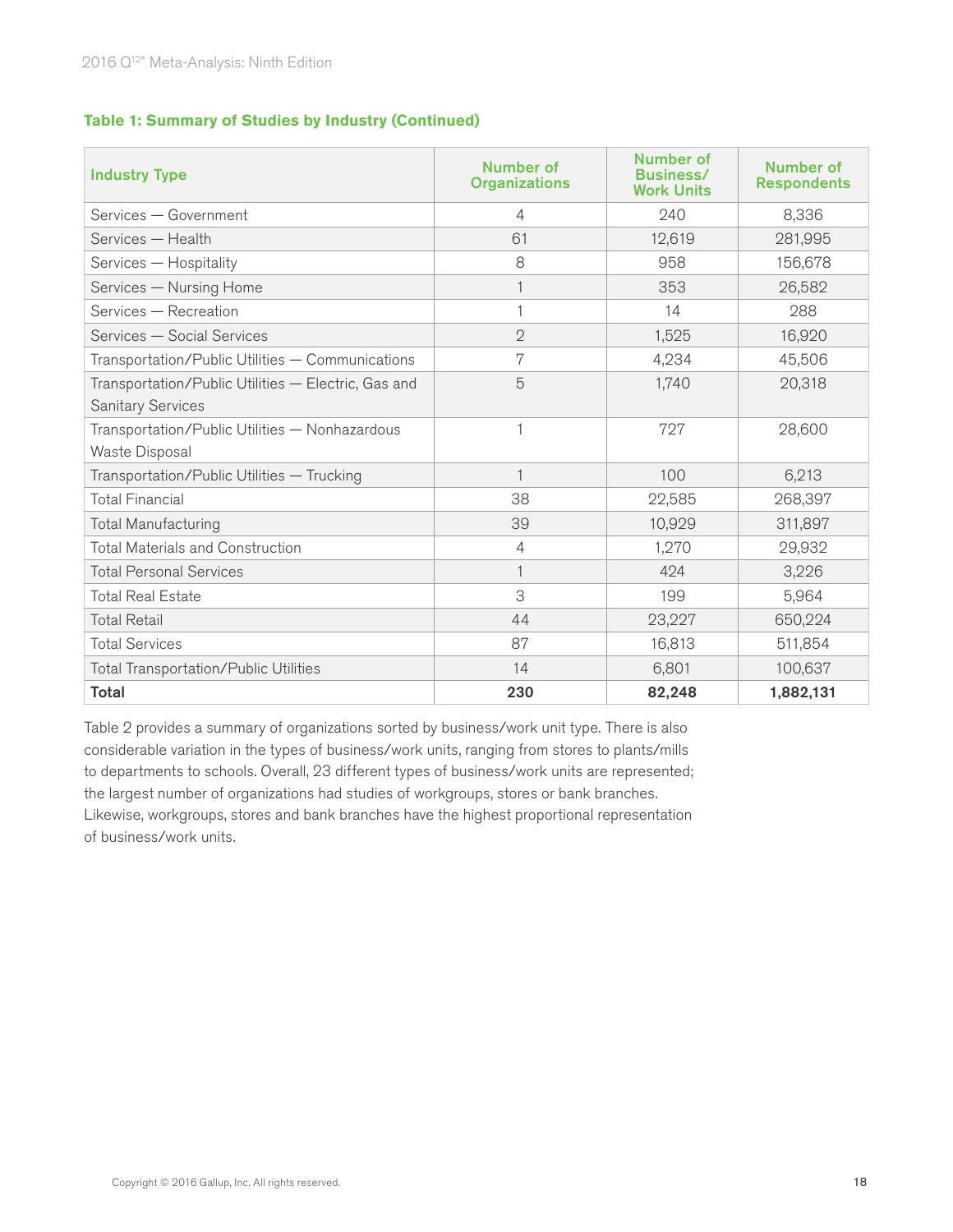**Table 1: Summary of Studies by Industry (Continued)**

| Industry Type | Number of Organizations | Number of Business/ Work Units | Number of Respondents |
|---|---|---|---|
| Services — Government | 4 | 240 | 8,336 |
| Services — Health | 61 | 12,619 | 281,995 |
| Services — Hospitality | 8 | 958 | 156,678 |
| Services — Nursing Home | 1 | 353 | 26,582 |
| Services — Recreation | 1 | 14 | 288 |
| Services — Social Services | 2 | 1,525 | 16,920 |
| Transportation/Public Utilities — Communications | 7 | 4,234 | 45,506 |
| Transportation/Public Utilities — Electric, Gas and Sanitary Services | 5 | 1,740 | 20,318 |
| Transportation/Public Utilities — Nonhazardous Waste Disposal | 1 | 727 | 28,600 |
| Transportation/Public Utilities — Trucking | 1 | 100 | 6,213 |
| Total Financial | 38 | 22,585 | 268,397 |
| Total Manufacturing | 39 | 10,929 | 311,897 |
| Total Materials and Construction | 4 | 1,270 | 29,932 |
| Total Personal Services | 1 | 424 | 3,226 |
| Total Real Estate | 3 | 199 | 5,964 |
| Total Retail | 44 | 23,227 | 650,224 |
| Total Services | 87 | 16,813 | 511,854 |
| Total Transportation/Public Utilities | 14 | 6,801 | 100,637 |
| **Total** | **230** | **82,248** | **1,882,131** |

Table 2 provides a summary of organizations sorted by business/work unit type. There is also considerable variation in the types of business/work units, ranging from stores to plants/mills to departments to schools. Overall, 23 different types of business/work units are represented; the largest number of organizations had studies of workgroups, stores or bank branches. Likewise, workgroups, stores and bank branches have the highest proportional representation of business/work units.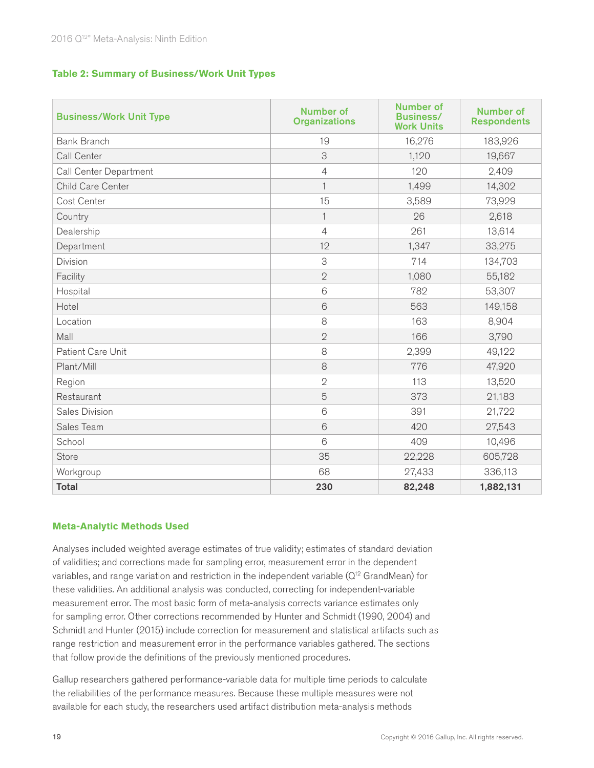### Table 2: Summary of Business/Work Unit Types

| Business/Work Unit Type | Number of Organizations | Number of Business/ Work Units | Number of Respondents |
|---|---|---|---|
| Bank Branch | 19 | 16,276 | 183,926 |
| Call Center | 3 | 1,120 | 19,667 |
| Call Center Department | 4 | 120 | 2,409 |
| Child Care Center | 1 | 1,499 | 14,302 |
| Cost Center | 15 | 3,589 | 73,929 |
| Country | 1 | 26 | 2,618 |
| Dealership | 4 | 261 | 13,614 |
| Department | 12 | 1,347 | 33,275 |
| Division | 3 | 714 | 134,703 |
| Facility | 2 | 1,080 | 55,182 |
| Hospital | 6 | 782 | 53,307 |
| Hotel | 6 | 563 | 149,158 |
| Location | 8 | 163 | 8,904 |
| Mall | 2 | 166 | 3,790 |
| Patient Care Unit | 8 | 2,399 | 49,122 |
| Plant/Mill | 8 | 776 | 47,920 |
| Region | 2 | 113 | 13,520 |
| Restaurant | 5 | 373 | 21,183 |
| Sales Division | 6 | 391 | 21,722 |
| Sales Team | 6 | 420 | 27,543 |
| School | 6 | 409 | 10,496 |
| Store | 35 | 22,228 | 605,728 |
| Workgroup | 68 | 27,433 | 336,113 |
| **Total** | **230** | **82,248** | **1,882,131** |

### Meta-Analytic Methods Used

Analyses included weighted average estimates of true validity; estimates of standard deviation of validities; and corrections made for sampling error, measurement error in the dependent variables, and range variation and restriction in the independent variable ($Q^{12}$ GrandMean) for these validities. An additional analysis was conducted, correcting for independent-variable measurement error. The most basic form of meta-analysis corrects variance estimates only for sampling error. Other corrections recommended by Hunter and Schmidt (1990, 2004) and Schmidt and Hunter (2015) include correction for measurement and statistical artifacts such as range restriction and measurement error in the performance variables gathered. The sections that follow provide the definitions of the previously mentioned procedures.

Gallup researchers gathered performance-variable data for multiple time periods to calculate the reliabilities of the performance measures. Because these multiple measures were not available for each study, the researchers used artifact distribution meta-analysis methods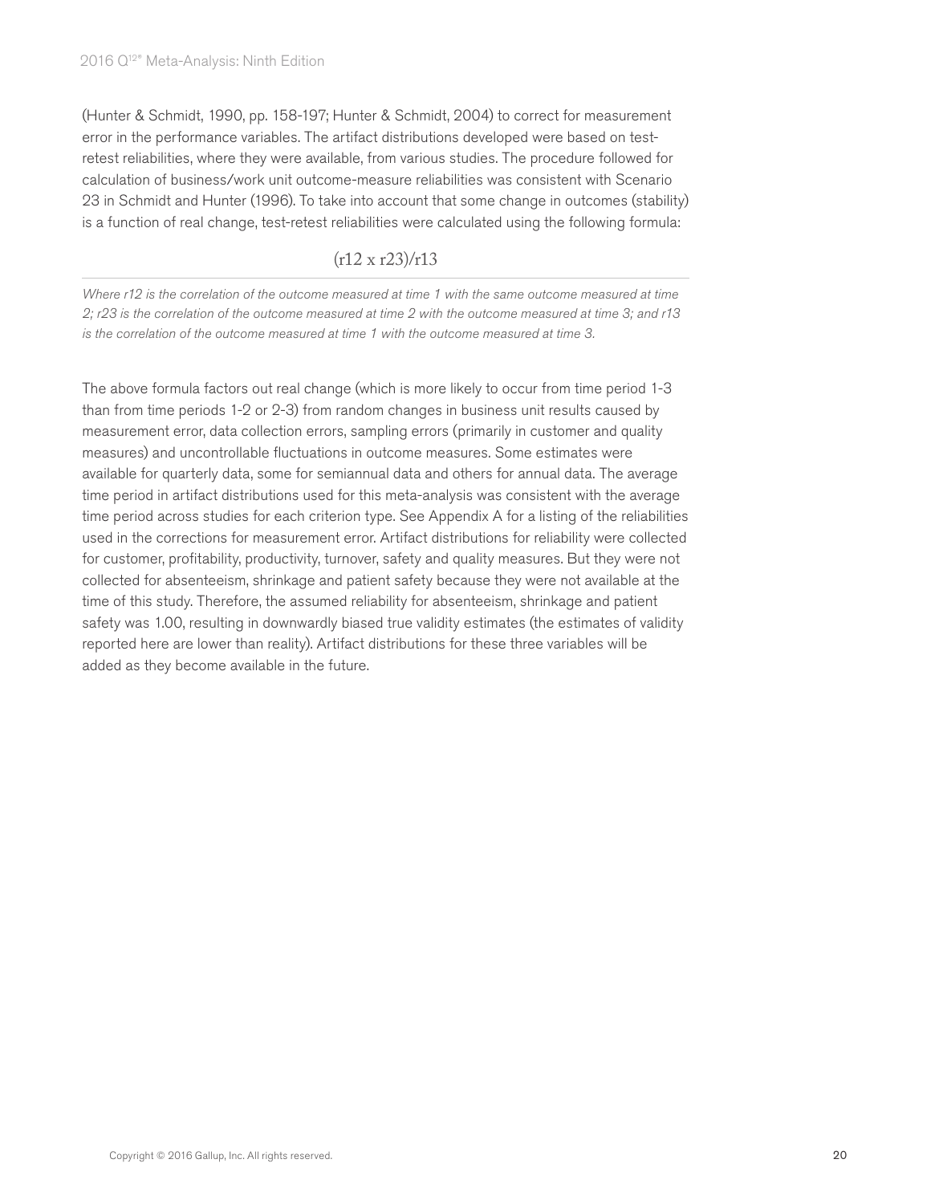(Hunter & Schmidt, 1990, pp. 158-197; Hunter & Schmidt, 2004) to correct for measurement error in the performance variables. The artifact distributions developed were based on test-retest reliabilities, where they were available, from various studies. The procedure followed for calculation of business/work unit outcome-measure reliabilities was consistent with Scenario 23 in Schmidt and Hunter (1996). To take into account that some change in outcomes (stability) is a function of real change, test-retest reliabilities were calculated using the following formula:

$$(r12 \times r23)/r13$$

*Where r12 is the correlation of the outcome measured at time 1 with the same outcome measured at time 2; r23 is the correlation of the outcome measured at time 2 with the outcome measured at time 3; and r13 is the correlation of the outcome measured at time 1 with the outcome measured at time 3.*

The above formula factors out real change (which is more likely to occur from time period 1-3 than from time periods 1-2 or 2-3) from random changes in business unit results caused by measurement error, data collection errors, sampling errors (primarily in customer and quality measures) and uncontrollable fluctuations in outcome measures. Some estimates were available for quarterly data, some for semiannual data and others for annual data. The average time period in artifact distributions used for this meta-analysis was consistent with the average time period across studies for each criterion type. See Appendix A for a listing of the reliabilities used in the corrections for measurement error. Artifact distributions for reliability were collected for customer, profitability, productivity, turnover, safety and quality measures. But they were not collected for absenteeism, shrinkage and patient safety because they were not available at the time of this study. Therefore, the assumed reliability for absenteeism, shrinkage and patient safety was 1.00, resulting in downwardly biased true validity estimates (the estimates of validity reported here are lower than reality). Artifact distributions for these three variables will be added as they become available in the future.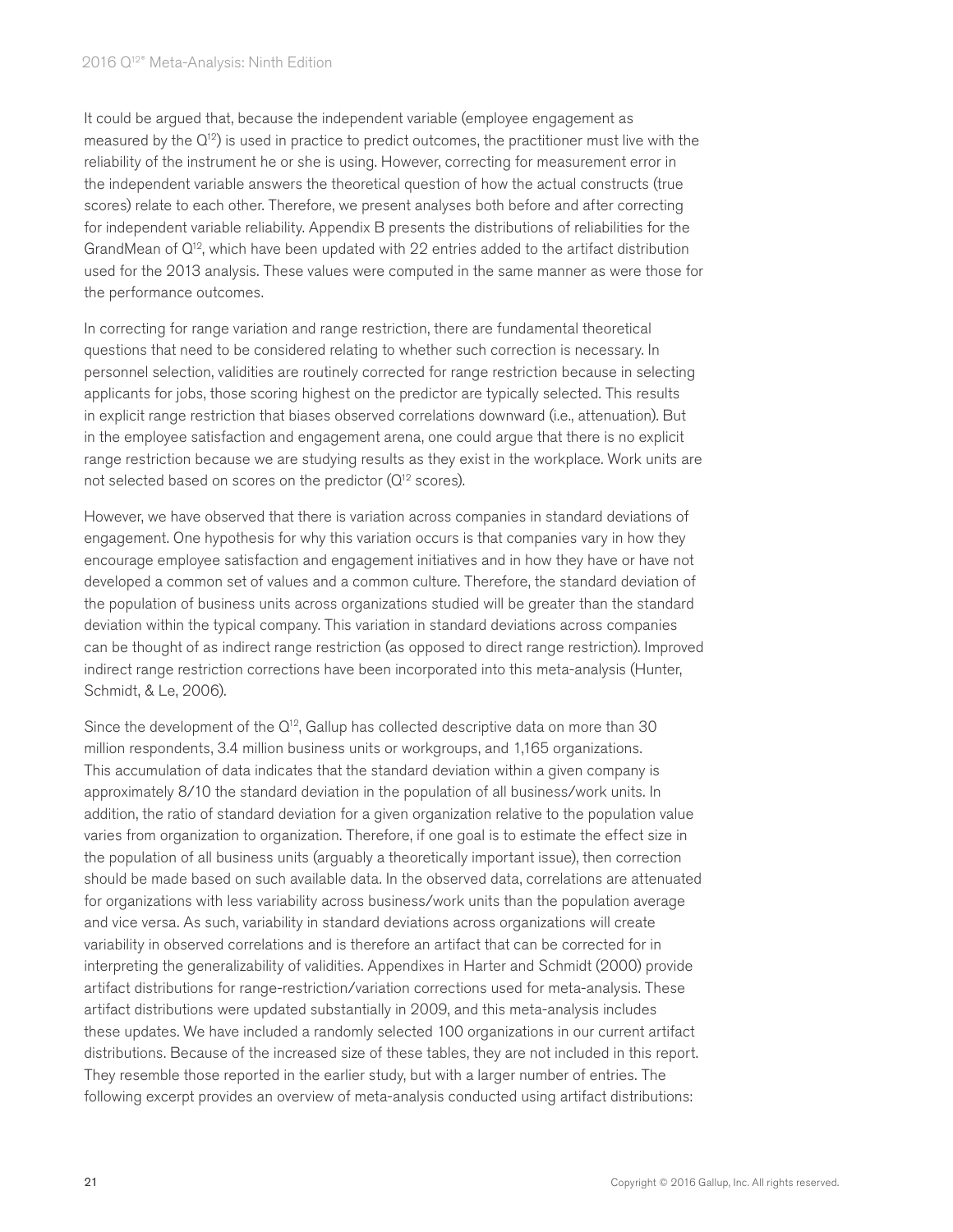It could be argued that, because the independent variable (employee engagement as measured by the Q[12]) is used in practice to predict outcomes, the practitioner must live with the reliability of the instrument he or she is using. However, correcting for measurement error in the independent variable answers the theoretical question of how the actual constructs (true scores) relate to each other. Therefore, we present analyses both before and after correcting for independent variable reliability. Appendix B presents the distributions of reliabilities for the GrandMean of Q[12], which have been updated with 22 entries added to the artifact distribution used for the 2013 analysis. These values were computed in the same manner as were those for the performance outcomes.

In correcting for range variation and range restriction, there are fundamental theoretical questions that need to be considered relating to whether such correction is necessary. In personnel selection, validities are routinely corrected for range restriction because in selecting applicants for jobs, those scoring highest on the predictor are typically selected. This results in explicit range restriction that biases observed correlations downward (i.e., attenuation). But in the employee satisfaction and engagement arena, one could argue that there is no explicit range restriction because we are studying results as they exist in the workplace. Work units are not selected based on scores on the predictor (Q[12] scores).

However, we have observed that there is variation across companies in standard deviations of engagement. One hypothesis for why this variation occurs is that companies vary in how they encourage employee satisfaction and engagement initiatives and in how they have or have not developed a common set of values and a common culture. Therefore, the standard deviation of the population of business units across organizations studied will be greater than the standard deviation within the typical company. This variation in standard deviations across companies can be thought of as indirect range restriction (as opposed to direct range restriction). Improved indirect range restriction corrections have been incorporated into this meta-analysis (Hunter, Schmidt, & Le, 2006).

Since the development of the Q[12], Gallup has collected descriptive data on more than 30 million respondents, 3.4 million business units or workgroups, and 1,165 organizations. This accumulation of data indicates that the standard deviation within a given company is approximately 8/10 the standard deviation in the population of all business/work units. In addition, the ratio of standard deviation for a given organization relative to the population value varies from organization to organization. Therefore, if one goal is to estimate the effect size in the population of all business units (arguably a theoretically important issue), then correction should be made based on such available data. In the observed data, correlations are attenuated for organizations with less variability across business/work units than the population average and vice versa. As such, variability in standard deviations across organizations will create variability in observed correlations and is therefore an artifact that can be corrected for in interpreting the generalizability of validities. Appendixes in Harter and Schmidt (2000) provide artifact distributions for range-restriction/variation corrections used for meta-analysis. These artifact distributions were updated substantially in 2009, and this meta-analysis includes these updates. We have included a randomly selected 100 organizations in our current artifact distributions. Because of the increased size of these tables, they are not included in this report. They resemble those reported in the earlier study, but with a larger number of entries. The following excerpt provides an overview of meta-analysis conducted using artifact distributions: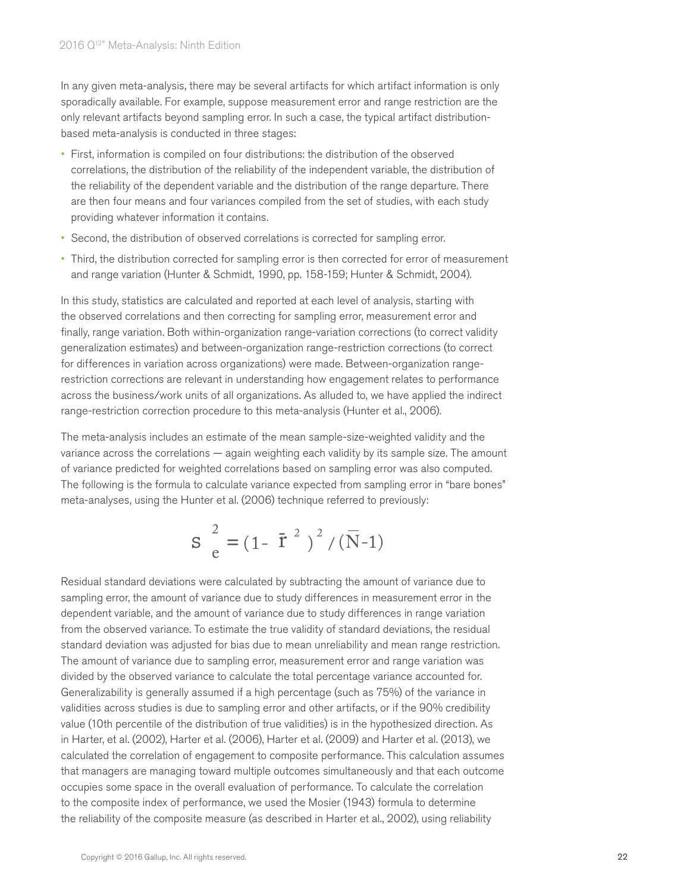In any given meta-analysis, there may be several artifacts for which artifact information is only sporadically available. For example, suppose measurement error and range restriction are the only relevant artifacts beyond sampling error. In such a case, the typical artifact distribution-based meta-analysis is conducted in three stages:

- First, information is compiled on four distributions: the distribution of the observed correlations, the distribution of the reliability of the independent variable, the distribution of the reliability of the dependent variable and the distribution of the range departure. There are then four means and four variances compiled from the set of studies, with each study providing whatever information it contains.
- Second, the distribution of observed correlations is corrected for sampling error.
- Third, the distribution corrected for sampling error is then corrected for error of measurement and range variation (Hunter & Schmidt, 1990, pp. 158-159; Hunter & Schmidt, 2004).

In this study, statistics are calculated and reported at each level of analysis, starting with the observed correlations and then correcting for sampling error, measurement error and finally, range variation. Both within-organization range-variation corrections (to correct validity generalization estimates) and between-organization range-restriction corrections (to correct for differences in variation across organizations) were made. Between-organization range-restriction corrections are relevant in understanding how engagement relates to performance across the business/work units of all organizations. As alluded to, we have applied the indirect range-restriction correction procedure to this meta-analysis (Hunter et al., 2006).

The meta-analysis includes an estimate of the mean sample-size-weighted validity and the variance across the correlations — again weighting each validity by its sample size. The amount of variance predicted for weighted correlations based on sampling error was also computed. The following is the formula to calculate variance expected from sampling error in "bare bones" meta-analyses, using the Hunter et al. (2006) technique referred to previously:

$$s_e^2 = (1 - \bar{r}^2)^2 / (\bar{N} - 1)$$

Residual standard deviations were calculated by subtracting the amount of variance due to sampling error, the amount of variance due to study differences in measurement error in the dependent variable, and the amount of variance due to study differences in range variation from the observed variance. To estimate the true validity of standard deviations, the residual standard deviation was adjusted for bias due to mean unreliability and mean range restriction. The amount of variance due to sampling error, measurement error and range variation was divided by the observed variance to calculate the total percentage variance accounted for. Generalizability is generally assumed if a high percentage (such as 75%) of the variance in validities across studies is due to sampling error and other artifacts, or if the 90% credibility value (10th percentile of the distribution of true validities) is in the hypothesized direction. As in Harter, et al. (2002), Harter et al. (2006), Harter et al. (2009) and Harter et al. (2013), we calculated the correlation of engagement to composite performance. This calculation assumes that managers are managing toward multiple outcomes simultaneously and that each outcome occupies some space in the overall evaluation of performance. To calculate the correlation to the composite index of performance, we used the Mosier (1943) formula to determine the reliability of the composite measure (as described in Harter et al., 2002), using reliability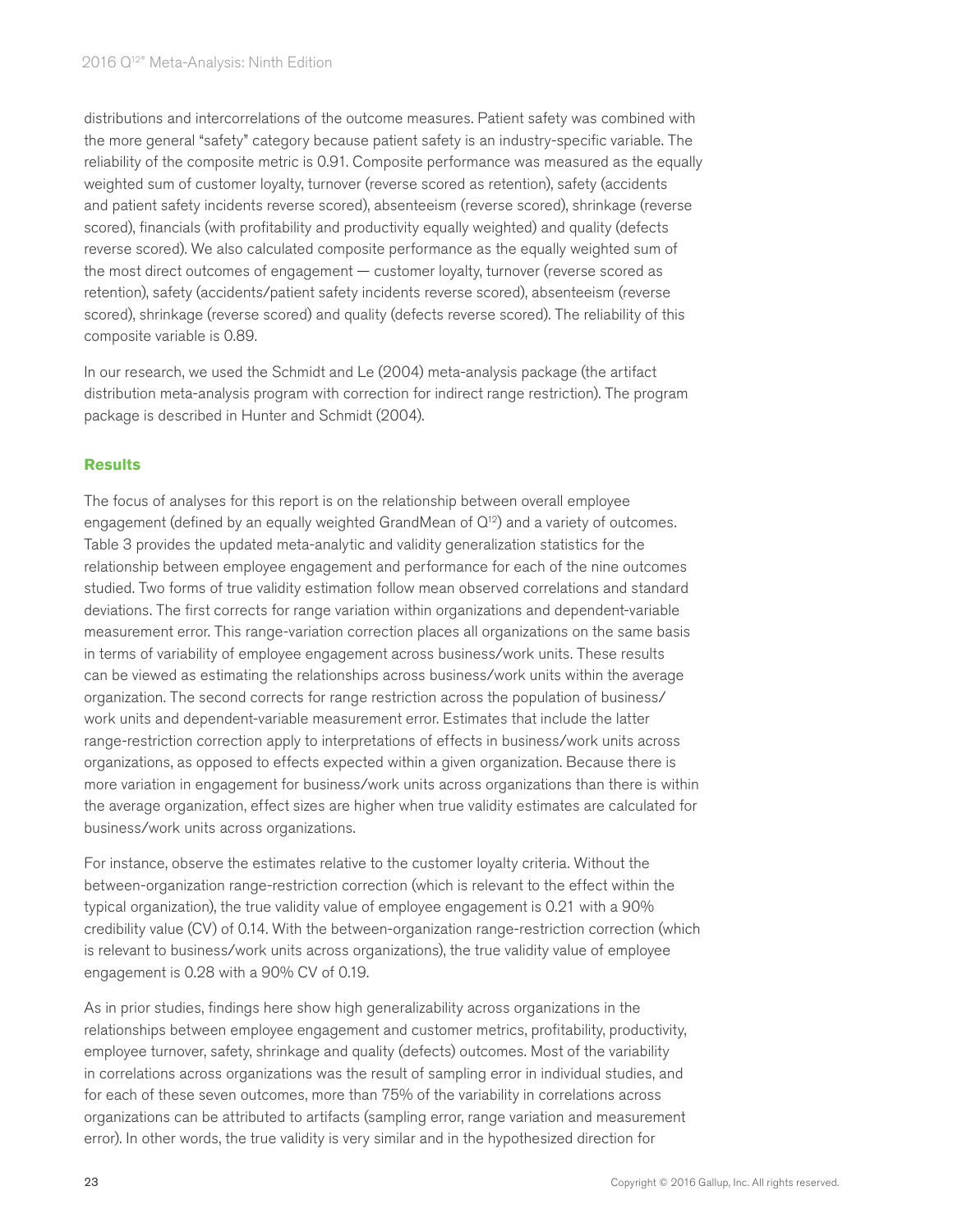distributions and intercorrelations of the outcome measures. Patient safety was combined with the more general "safety" category because patient safety is an industry-specific variable. The reliability of the composite metric is 0.91. Composite performance was measured as the equally weighted sum of customer loyalty, turnover (reverse scored as retention), safety (accidents and patient safety incidents reverse scored), absenteeism (reverse scored), shrinkage (reverse scored), financials (with profitability and productivity equally weighted) and quality (defects reverse scored). We also calculated composite performance as the equally weighted sum of the most direct outcomes of engagement — customer loyalty, turnover (reverse scored as retention), safety (accidents/patient safety incidents reverse scored), absenteeism (reverse scored), shrinkage (reverse scored) and quality (defects reverse scored). The reliability of this composite variable is 0.89.

In our research, we used the Schmidt and Le (2004) meta-analysis package (the artifact distribution meta-analysis program with correction for indirect range restriction). The program package is described in Hunter and Schmidt (2004).

### Results

The focus of analyses for this report is on the relationship between overall employee engagement (defined by an equally weighted GrandMean of Q[12]) and a variety of outcomes. Table 3 provides the updated meta-analytic and validity generalization statistics for the relationship between employee engagement and performance for each of the nine outcomes studied. Two forms of true validity estimation follow mean observed correlations and standard deviations. The first corrects for range variation within organizations and dependent-variable measurement error. This range-variation correction places all organizations on the same basis in terms of variability of employee engagement across business/work units. These results can be viewed as estimating the relationships across business/work units within the average organization. The second corrects for range restriction across the population of business/work units and dependent-variable measurement error. Estimates that include the latter range-restriction correction apply to interpretations of effects in business/work units across organizations, as opposed to effects expected within a given organization. Because there is more variation in engagement for business/work units across organizations than there is within the average organization, effect sizes are higher when true validity estimates are calculated for business/work units across organizations.

For instance, observe the estimates relative to the customer loyalty criteria. Without the between-organization range-restriction correction (which is relevant to the effect within the typical organization), the true validity value of employee engagement is 0.21 with a 90% credibility value (CV) of 0.14. With the between-organization range-restriction correction (which is relevant to business/work units across organizations), the true validity value of employee engagement is 0.28 with a 90% CV of 0.19.

As in prior studies, findings here show high generalizability across organizations in the relationships between employee engagement and customer metrics, profitability, productivity, employee turnover, safety, shrinkage and quality (defects) outcomes. Most of the variability in correlations across organizations was the result of sampling error in individual studies, and for each of these seven outcomes, more than 75% of the variability in correlations across organizations can be attributed to artifacts (sampling error, range variation and measurement error). In other words, the true validity is very similar and in the hypothesized direction for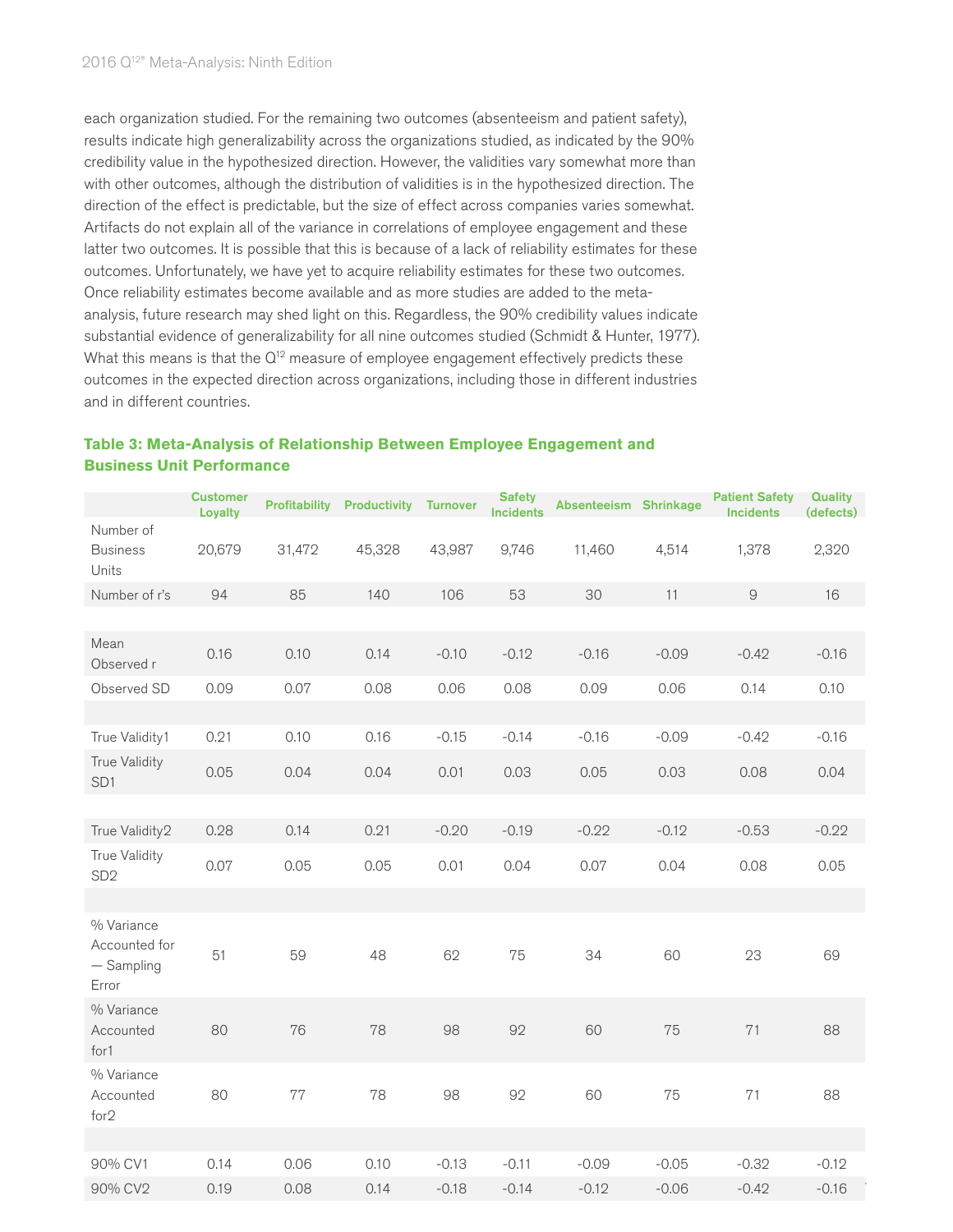each organization studied. For the remaining two outcomes (absenteeism and patient safety), results indicate high generalizability across the organizations studied, as indicated by the 90% credibility value in the hypothesized direction. However, the validities vary somewhat more than with other outcomes, although the distribution of validities is in the hypothesized direction. The direction of the effect is predictable, but the size of effect across companies varies somewhat. Artifacts do not explain all of the variance in correlations of employee engagement and these latter two outcomes. It is possible that this is because of a lack of reliability estimates for these outcomes. Unfortunately, we have yet to acquire reliability estimates for these two outcomes. Once reliability estimates become available and as more studies are added to the meta-analysis, future research may shed light on this. Regardless, the 90% credibility values indicate substantial evidence of generalizability for all nine outcomes studied (Schmidt & Hunter, 1977). What this means is that the Q[12] measure of employee engagement effectively predicts these outcomes in the expected direction across organizations, including those in different industries and in different countries.

### Table 3: Meta-Analysis of Relationship Between Employee Engagement and Business Unit Performance

| | Customer Loyalty | Profitability | Productivity | Turnover | Safety Incidents | Absenteeism | Shrinkage | Patient Safety Incidents | Quality (defects) |
|---|---|---|---|---|---|---|---|---|---|
| Number of Business Units | 20,679 | 31,472 | 45,328 | 43,987 | 9,746 | 11,460 | 4,514 | 1,378 | 2,320 |
| Number of r's | 94 | 85 | 140 | 106 | 53 | 30 | 11 | 9 | 16 |
| | | | | | | | | | |
| Mean Observed r | 0.16 | 0.10 | 0.14 | -0.10 | -0.12 | -0.16 | -0.09 | -0.42 | -0.16 |
| Observed SD | 0.09 | 0.07 | 0.08 | 0.06 | 0.08 | 0.09 | 0.06 | 0.14 | 0.10 |
| | | | | | | | | | |
| True Validity1 | 0.21 | 0.10 | 0.16 | -0.15 | -0.14 | -0.16 | -0.09 | -0.42 | -0.16 |
| True Validity SD1 | 0.05 | 0.04 | 0.04 | 0.01 | 0.03 | 0.05 | 0.03 | 0.08 | 0.04 |
| | | | | | | | | | |
| True Validity2 | 0.28 | 0.14 | 0.21 | -0.20 | -0.19 | -0.22 | -0.12 | -0.53 | -0.22 |
| True Validity SD2 | 0.07 | 0.05 | 0.05 | 0.01 | 0.04 | 0.07 | 0.04 | 0.08 | 0.05 |
| | | | | | | | | | |
| % Variance Accounted for — Sampling Error | 51 | 59 | 48 | 62 | 75 | 34 | 60 | 23 | 69 |
| % Variance Accounted for1 | 80 | 76 | 78 | 98 | 92 | 60 | 75 | 71 | 88 |
| % Variance Accounted for2 | 80 | 77 | 78 | 98 | 92 | 60 | 75 | 71 | 88 |
| | | | | | | | | | |
| 90% CV1 | 0.14 | 0.06 | 0.10 | -0.13 | -0.11 | -0.09 | -0.05 | -0.32 | -0.12 |
| 90% CV2 | 0.19 | 0.08 | 0.14 | -0.18 | -0.14 | -0.12 | -0.06 | -0.42 | -0.16 |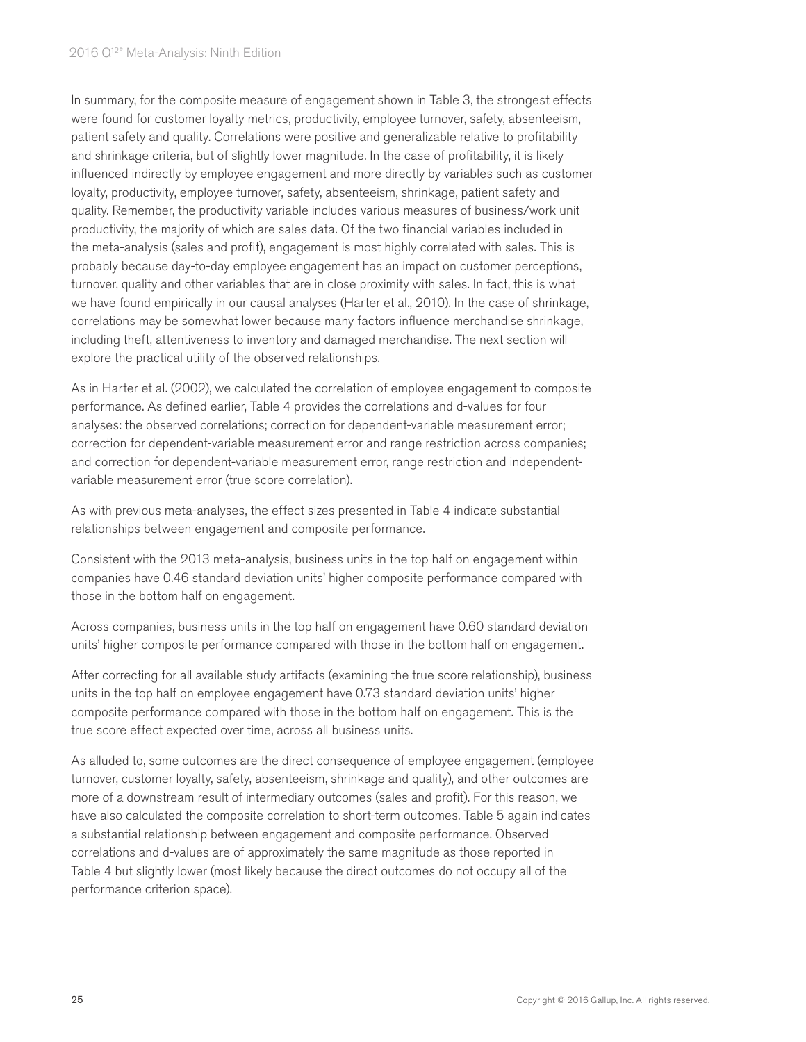In summary, for the composite measure of engagement shown in Table 3, the strongest effects were found for customer loyalty metrics, productivity, employee turnover, safety, absenteeism, patient safety and quality. Correlations were positive and generalizable relative to profitability and shrinkage criteria, but of slightly lower magnitude. In the case of profitability, it is likely influenced indirectly by employee engagement and more directly by variables such as customer loyalty, productivity, employee turnover, safety, absenteeism, shrinkage, patient safety and quality. Remember, the productivity variable includes various measures of business/work unit productivity, the majority of which are sales data. Of the two financial variables included in the meta-analysis (sales and profit), engagement is most highly correlated with sales. This is probably because day-to-day employee engagement has an impact on customer perceptions, turnover, quality and other variables that are in close proximity with sales. In fact, this is what we have found empirically in our causal analyses (Harter et al., 2010). In the case of shrinkage, correlations may be somewhat lower because many factors influence merchandise shrinkage, including theft, attentiveness to inventory and damaged merchandise. The next section will explore the practical utility of the observed relationships.

As in Harter et al. (2002), we calculated the correlation of employee engagement to composite performance. As defined earlier, Table 4 provides the correlations and d-values for four analyses: the observed correlations; correction for dependent-variable measurement error; correction for dependent-variable measurement error and range restriction across companies; and correction for dependent-variable measurement error, range restriction and independent-variable measurement error (true score correlation).

As with previous meta-analyses, the effect sizes presented in Table 4 indicate substantial relationships between engagement and composite performance.

Consistent with the 2013 meta-analysis, business units in the top half on engagement within companies have 0.46 standard deviation units' higher composite performance compared with those in the bottom half on engagement.

Across companies, business units in the top half on engagement have 0.60 standard deviation units' higher composite performance compared with those in the bottom half on engagement.

After correcting for all available study artifacts (examining the true score relationship), business units in the top half on employee engagement have 0.73 standard deviation units' higher composite performance compared with those in the bottom half on engagement. This is the true score effect expected over time, across all business units.

As alluded to, some outcomes are the direct consequence of employee engagement (employee turnover, customer loyalty, safety, absenteeism, shrinkage and quality), and other outcomes are more of a downstream result of intermediary outcomes (sales and profit). For this reason, we have also calculated the composite correlation to short-term outcomes. Table 5 again indicates a substantial relationship between engagement and composite performance. Observed correlations and d-values are of approximately the same magnitude as those reported in Table 4 but slightly lower (most likely because the direct outcomes do not occupy all of the performance criterion space).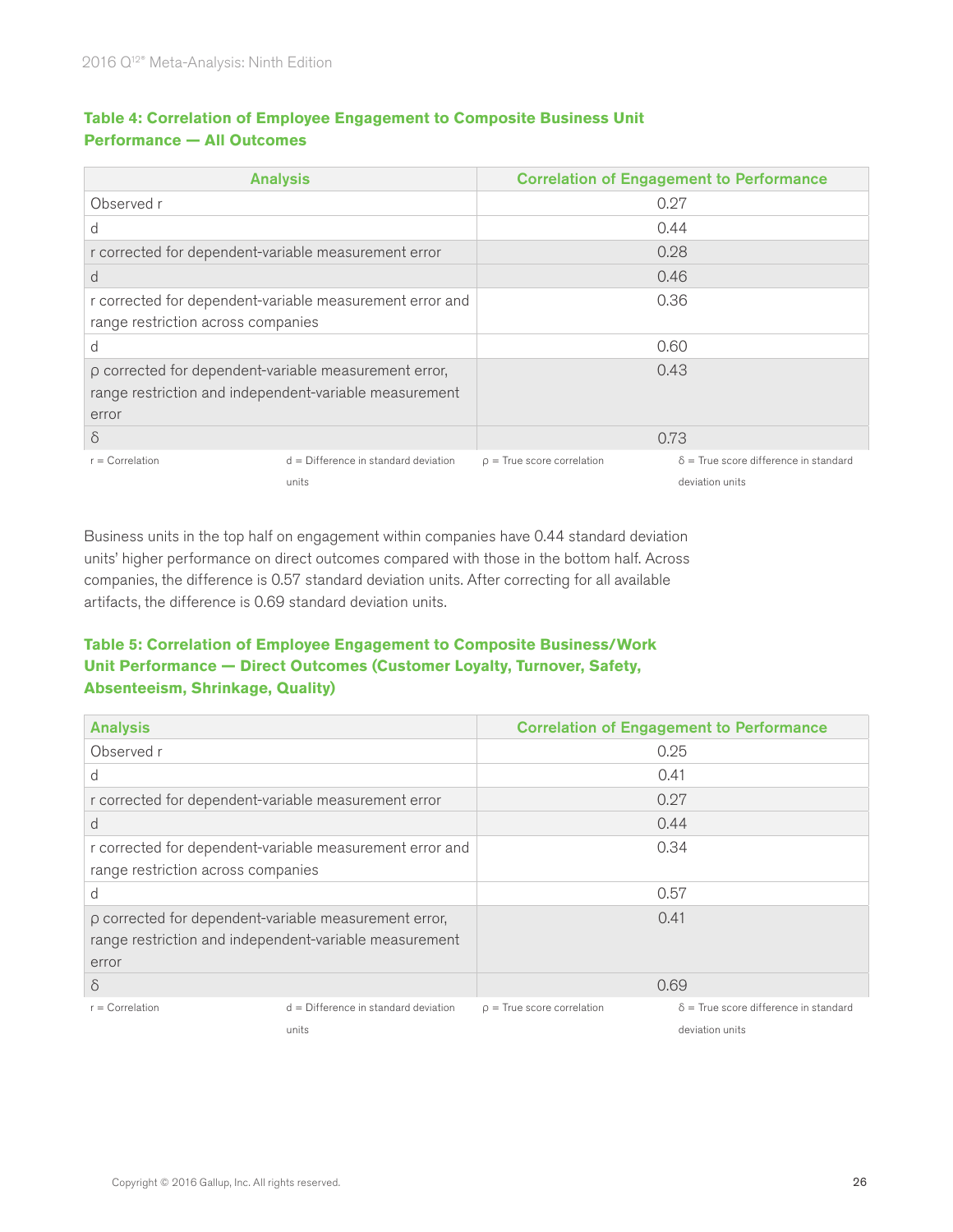### Table 4: Correlation of Employee Engagement to Composite Business Unit Performance — All Outcomes

| Analysis | Correlation of Engagement to Performance |
|---|---|
| Observed r | 0.27 |
| d | 0.44 |
| r corrected for dependent-variable measurement error | 0.28 |
| d | 0.46 |
| r corrected for dependent-variable measurement error and range restriction across companies | 0.36 |
| d | 0.60 |
| ρ corrected for dependent-variable measurement error, range restriction and independent-variable measurement error | 0.43 |
| δ | 0.73 |

r = Correlation     d = Difference in standard deviation units     ρ = True score correlation     δ = True score difference in standard deviation units

Business units in the top half on engagement within companies have 0.44 standard deviation units' higher performance on direct outcomes compared with those in the bottom half. Across companies, the difference is 0.57 standard deviation units. After correcting for all available artifacts, the difference is 0.69 standard deviation units.

### Table 5: Correlation of Employee Engagement to Composite Business/Work Unit Performance — Direct Outcomes (Customer Loyalty, Turnover, Safety, Absenteeism, Shrinkage, Quality)

| Analysis | Correlation of Engagement to Performance |
|---|---|
| Observed r | 0.25 |
| d | 0.41 |
| r corrected for dependent-variable measurement error | 0.27 |
| d | 0.44 |
| r corrected for dependent-variable measurement error and range restriction across companies | 0.34 |
| d | 0.57 |
| ρ corrected for dependent-variable measurement error, range restriction and independent-variable measurement error | 0.41 |
| δ | 0.69 |

r = Correlation     d = Difference in standard deviation units     ρ = True score correlation     δ = True score difference in standard deviation units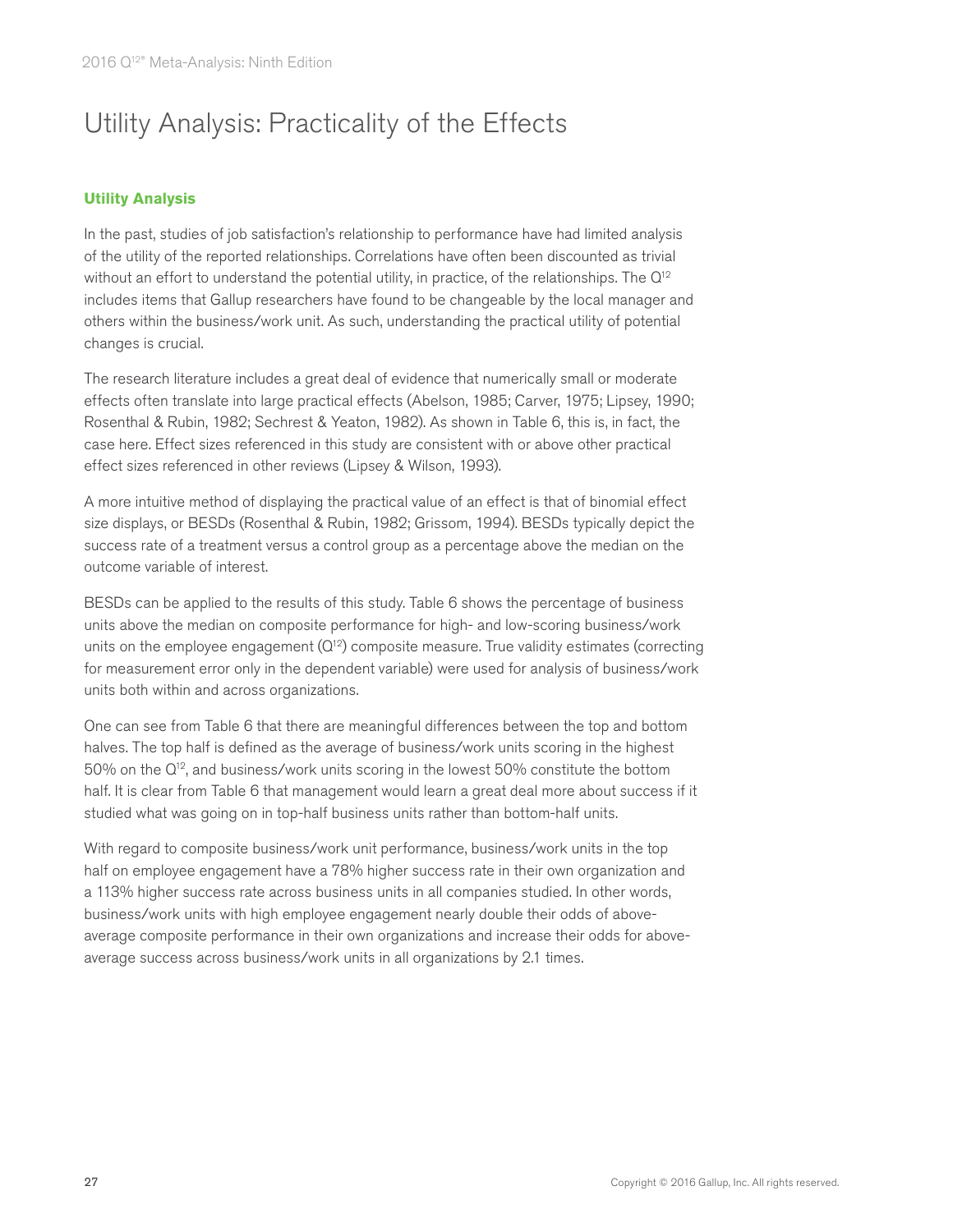# Utility Analysis: Practicality of the Effects

## Utility Analysis

In the past, studies of job satisfaction's relationship to performance have had limited analysis of the utility of the reported relationships. Correlations have often been discounted as trivial without an effort to understand the potential utility, in practice, of the relationships. The Q[12] includes items that Gallup researchers have found to be changeable by the local manager and others within the business/work unit. As such, understanding the practical utility of potential changes is crucial.

The research literature includes a great deal of evidence that numerically small or moderate effects often translate into large practical effects (Abelson, 1985; Carver, 1975; Lipsey, 1990; Rosenthal & Rubin, 1982; Sechrest & Yeaton, 1982). As shown in Table 6, this is, in fact, the case here. Effect sizes referenced in this study are consistent with or above other practical effect sizes referenced in other reviews (Lipsey & Wilson, 1993).

A more intuitive method of displaying the practical value of an effect is that of binomial effect size displays, or BESDs (Rosenthal & Rubin, 1982; Grissom, 1994). BESDs typically depict the success rate of a treatment versus a control group as a percentage above the median on the outcome variable of interest.

BESDs can be applied to the results of this study. Table 6 shows the percentage of business units above the median on composite performance for high- and low-scoring business/work units on the employee engagement (Q[12]) composite measure. True validity estimates (correcting for measurement error only in the dependent variable) were used for analysis of business/work units both within and across organizations.

One can see from Table 6 that there are meaningful differences between the top and bottom halves. The top half is defined as the average of business/work units scoring in the highest 50% on the Q[12], and business/work units scoring in the lowest 50% constitute the bottom half. It is clear from Table 6 that management would learn a great deal more about success if it studied what was going on in top-half business units rather than bottom-half units.

With regard to composite business/work unit performance, business/work units in the top half on employee engagement have a 78% higher success rate in their own organization and a 113% higher success rate across business units in all companies studied. In other words, business/work units with high employee engagement nearly double their odds of above-average composite performance in their own organizations and increase their odds for above-average success across business/work units in all organizations by 2.1 times.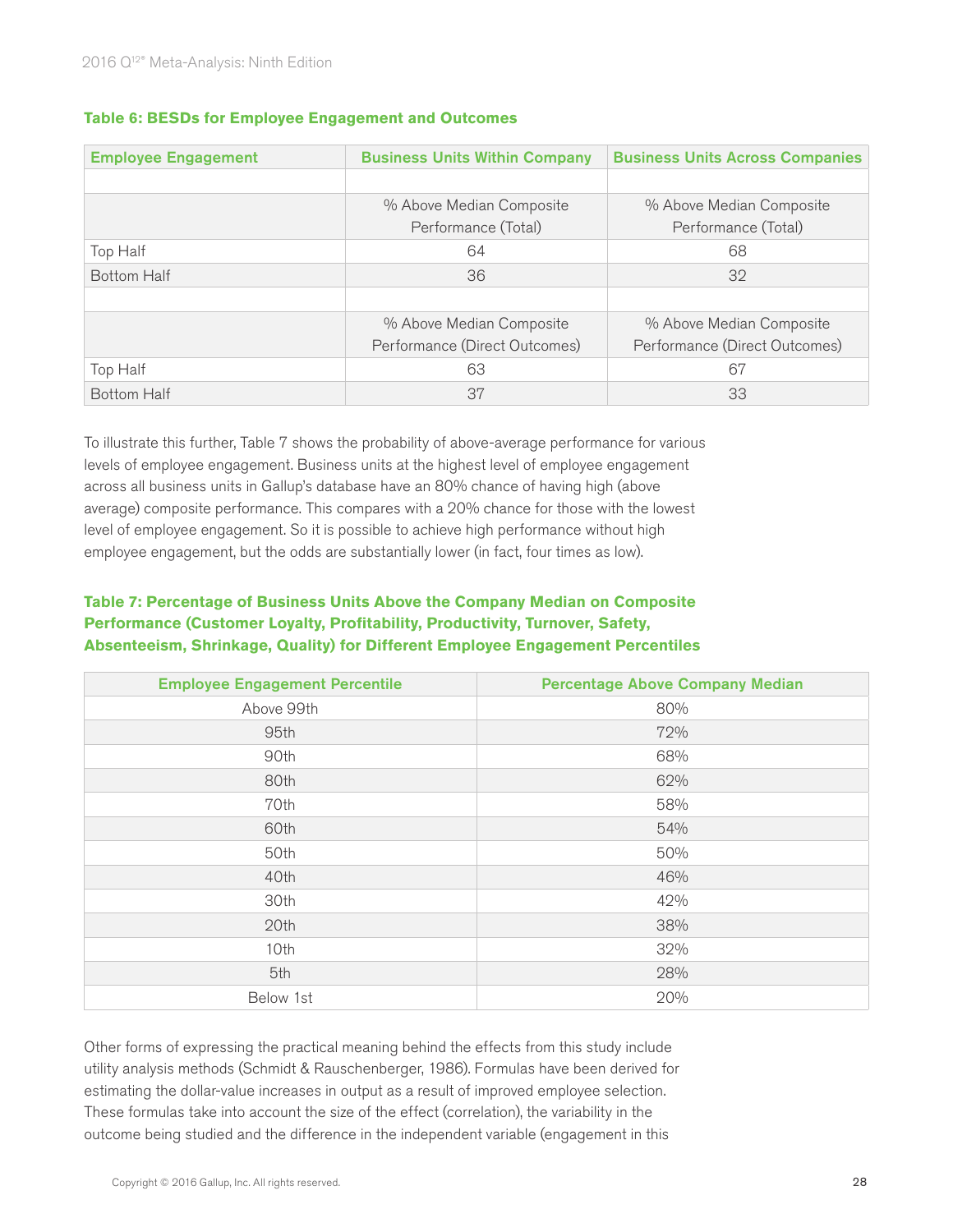**Table 6: BESDs for Employee Engagement and Outcomes**

| Employee Engagement | Business Units Within Company | Business Units Across Companies |
|---|---|---|
| | | |
| | % Above Median Composite Performance (Total) | % Above Median Composite Performance (Total) |
| Top Half | 64 | 68 |
| Bottom Half | 36 | 32 |
| | | |
| | % Above Median Composite Performance (Direct Outcomes) | % Above Median Composite Performance (Direct Outcomes) |
| Top Half | 63 | 67 |
| Bottom Half | 37 | 33 |

To illustrate this further, Table 7 shows the probability of above-average performance for various levels of employee engagement. Business units at the highest level of employee engagement across all business units in Gallup's database have an 80% chance of having high (above average) composite performance. This compares with a 20% chance for those with the lowest level of employee engagement. So it is possible to achieve high performance without high employee engagement, but the odds are substantially lower (in fact, four times as low).

**Table 7: Percentage of Business Units Above the Company Median on Composite Performance (Customer Loyalty, Profitability, Productivity, Turnover, Safety, Absenteeism, Shrinkage, Quality) for Different Employee Engagement Percentiles**

| Employee Engagement Percentile | Percentage Above Company Median |
|---|---|
| Above 99th | 80% |
| 95th | 72% |
| 90th | 68% |
| 80th | 62% |
| 70th | 58% |
| 60th | 54% |
| 50th | 50% |
| 40th | 46% |
| 30th | 42% |
| 20th | 38% |
| 10th | 32% |
| 5th | 28% |
| Below 1st | 20% |

Other forms of expressing the practical meaning behind the effects from this study include utility analysis methods (Schmidt & Rauschenberger, 1986). Formulas have been derived for estimating the dollar-value increases in output as a result of improved employee selection. These formulas take into account the size of the effect (correlation), the variability in the outcome being studied and the difference in the independent variable (engagement in this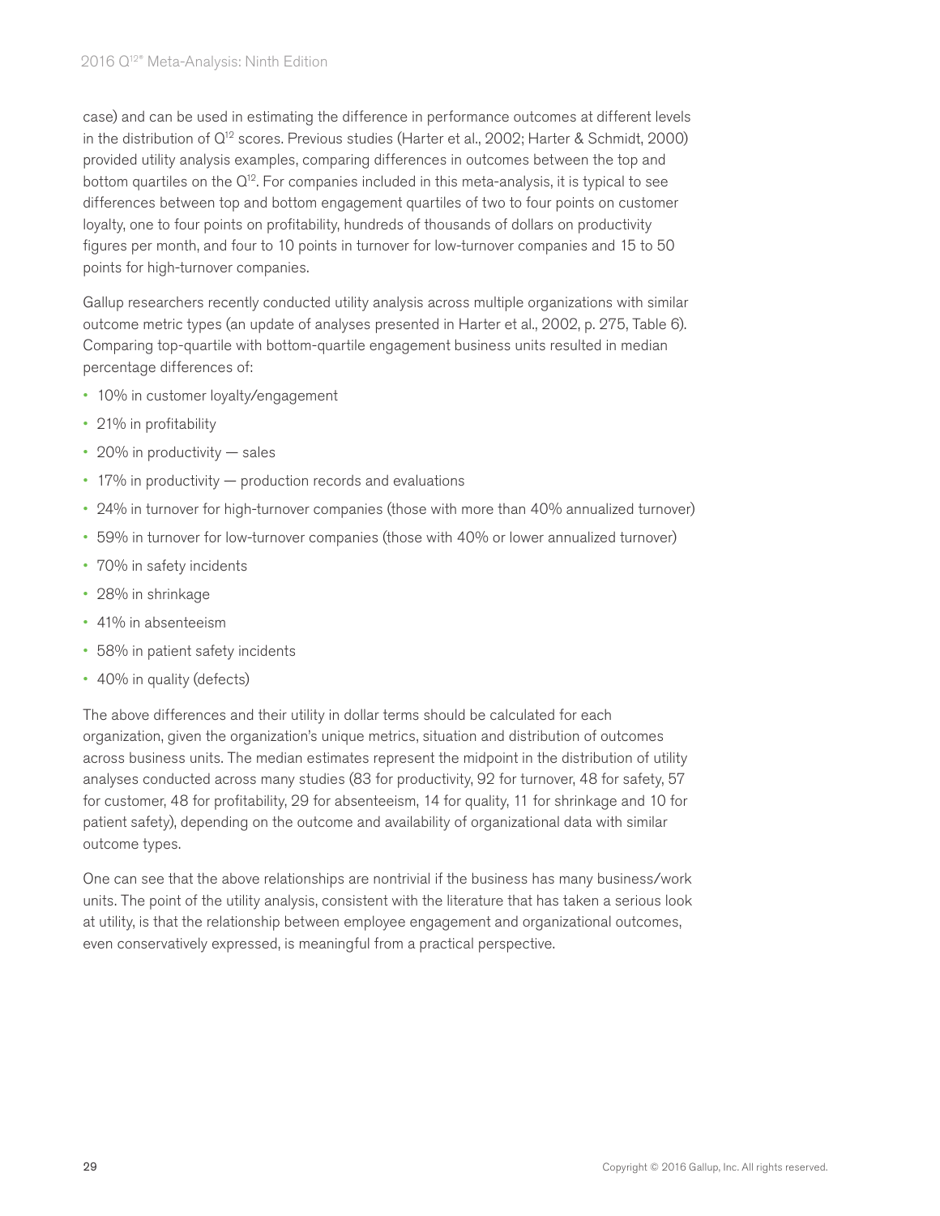case) and can be used in estimating the difference in performance outcomes at different levels in the distribution of Q[12] scores. Previous studies (Harter et al., 2002; Harter & Schmidt, 2000) provided utility analysis examples, comparing differences in outcomes between the top and bottom quartiles on the Q[12]. For companies included in this meta-analysis, it is typical to see differences between top and bottom engagement quartiles of two to four points on customer loyalty, one to four points on profitability, hundreds of thousands of dollars on productivity figures per month, and four to 10 points in turnover for low-turnover companies and 15 to 50 points for high-turnover companies.

Gallup researchers recently conducted utility analysis across multiple organizations with similar outcome metric types (an update of analyses presented in Harter et al., 2002, p. 275, Table 6). Comparing top-quartile with bottom-quartile engagement business units resulted in median percentage differences of:

- 10% in customer loyalty/engagement
- 21% in profitability
- 20% in productivity — sales
- 17% in productivity — production records and evaluations
- 24% in turnover for high-turnover companies (those with more than 40% annualized turnover)
- 59% in turnover for low-turnover companies (those with 40% or lower annualized turnover)
- 70% in safety incidents
- 28% in shrinkage
- 41% in absenteeism
- 58% in patient safety incidents
- 40% in quality (defects)

The above differences and their utility in dollar terms should be calculated for each organization, given the organization's unique metrics, situation and distribution of outcomes across business units. The median estimates represent the midpoint in the distribution of utility analyses conducted across many studies (83 for productivity, 92 for turnover, 48 for safety, 57 for customer, 48 for profitability, 29 for absenteeism, 14 for quality, 11 for shrinkage and 10 for patient safety), depending on the outcome and availability of organizational data with similar outcome types.

One can see that the above relationships are nontrivial if the business has many business/work units. The point of the utility analysis, consistent with the literature that has taken a serious look at utility, is that the relationship between employee engagement and organizational outcomes, even conservatively expressed, is meaningful from a practical perspective.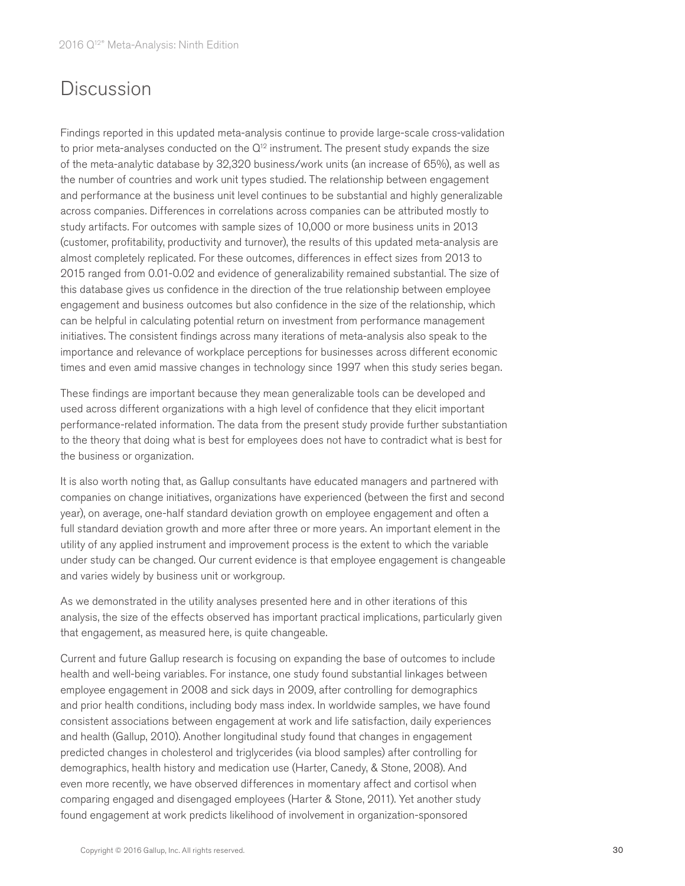# Discussion

Findings reported in this updated meta-analysis continue to provide large-scale cross-validation to prior meta-analyses conducted on the Q[12] instrument. The present study expands the size of the meta-analytic database by 32,320 business/work units (an increase of 65%), as well as the number of countries and work unit types studied. The relationship between engagement and performance at the business unit level continues to be substantial and highly generalizable across companies. Differences in correlations across companies can be attributed mostly to study artifacts. For outcomes with sample sizes of 10,000 or more business units in 2013 (customer, profitability, productivity and turnover), the results of this updated meta-analysis are almost completely replicated. For these outcomes, differences in effect sizes from 2013 to 2015 ranged from 0.01-0.02 and evidence of generalizability remained substantial. The size of this database gives us confidence in the direction of the true relationship between employee engagement and business outcomes but also confidence in the size of the relationship, which can be helpful in calculating potential return on investment from performance management initiatives. The consistent findings across many iterations of meta-analysis also speak to the importance and relevance of workplace perceptions for businesses across different economic times and even amid massive changes in technology since 1997 when this study series began.

These findings are important because they mean generalizable tools can be developed and used across different organizations with a high level of confidence that they elicit important performance-related information. The data from the present study provide further substantiation to the theory that doing what is best for employees does not have to contradict what is best for the business or organization.

It is also worth noting that, as Gallup consultants have educated managers and partnered with companies on change initiatives, organizations have experienced (between the first and second year), on average, one-half standard deviation growth on employee engagement and often a full standard deviation growth and more after three or more years. An important element in the utility of any applied instrument and improvement process is the extent to which the variable under study can be changed. Our current evidence is that employee engagement is changeable and varies widely by business unit or workgroup.

As we demonstrated in the utility analyses presented here and in other iterations of this analysis, the size of the effects observed has important practical implications, particularly given that engagement, as measured here, is quite changeable.

Current and future Gallup research is focusing on expanding the base of outcomes to include health and well-being variables. For instance, one study found substantial linkages between employee engagement in 2008 and sick days in 2009, after controlling for demographics and prior health conditions, including body mass index. In worldwide samples, we have found consistent associations between engagement at work and life satisfaction, daily experiences and health (Gallup, 2010). Another longitudinal study found that changes in engagement predicted changes in cholesterol and triglycerides (via blood samples) after controlling for demographics, health history and medication use (Harter, Canedy, & Stone, 2008). And even more recently, we have observed differences in momentary affect and cortisol when comparing engaged and disengaged employees (Harter & Stone, 2011). Yet another study found engagement at work predicts likelihood of involvement in organization-sponsored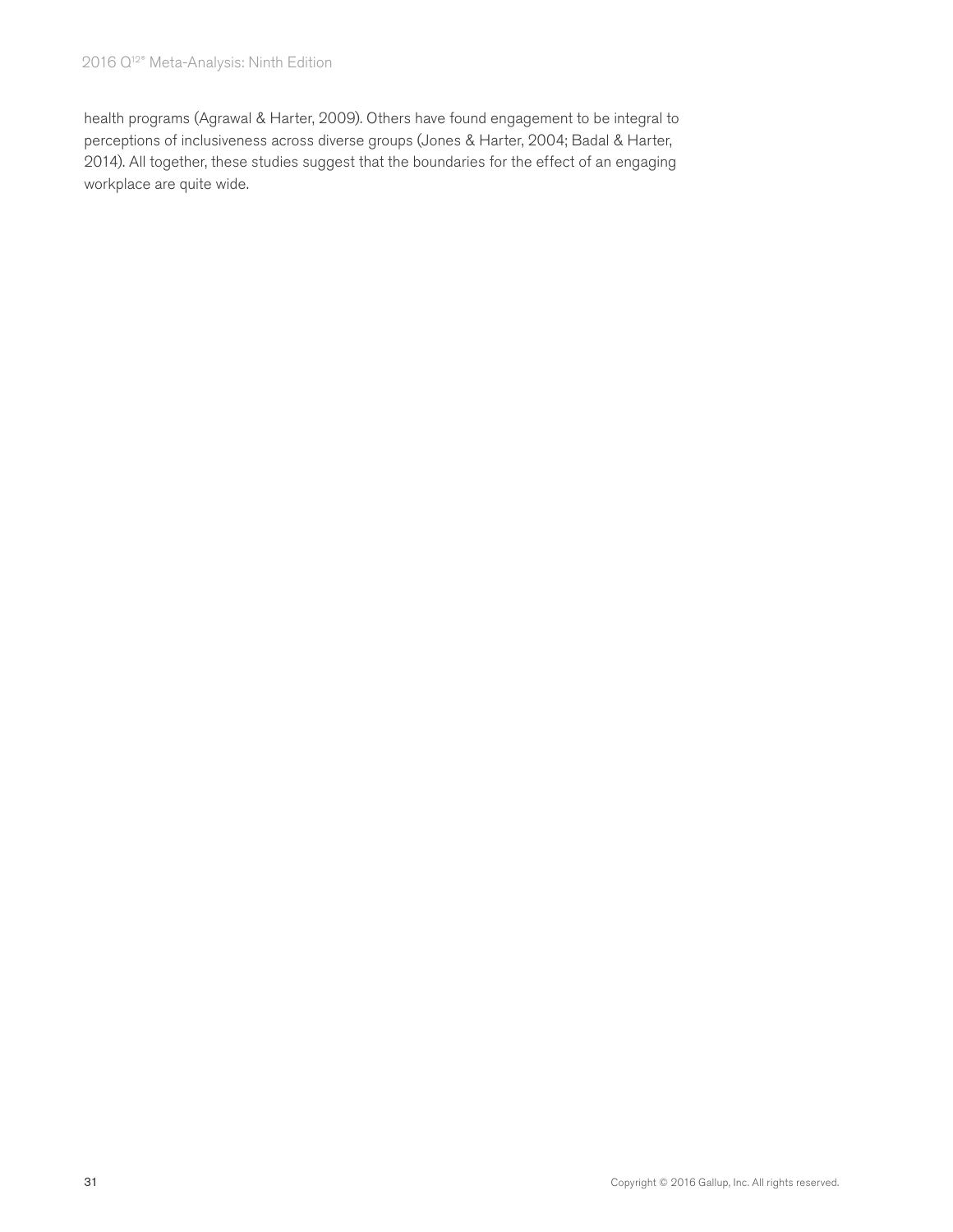health programs (Agrawal & Harter, 2009). Others have found engagement to be integral to perceptions of inclusiveness across diverse groups (Jones & Harter, 2004; Badal & Harter, 2014). All together, these studies suggest that the boundaries for the effect of an engaging workplace are quite wide.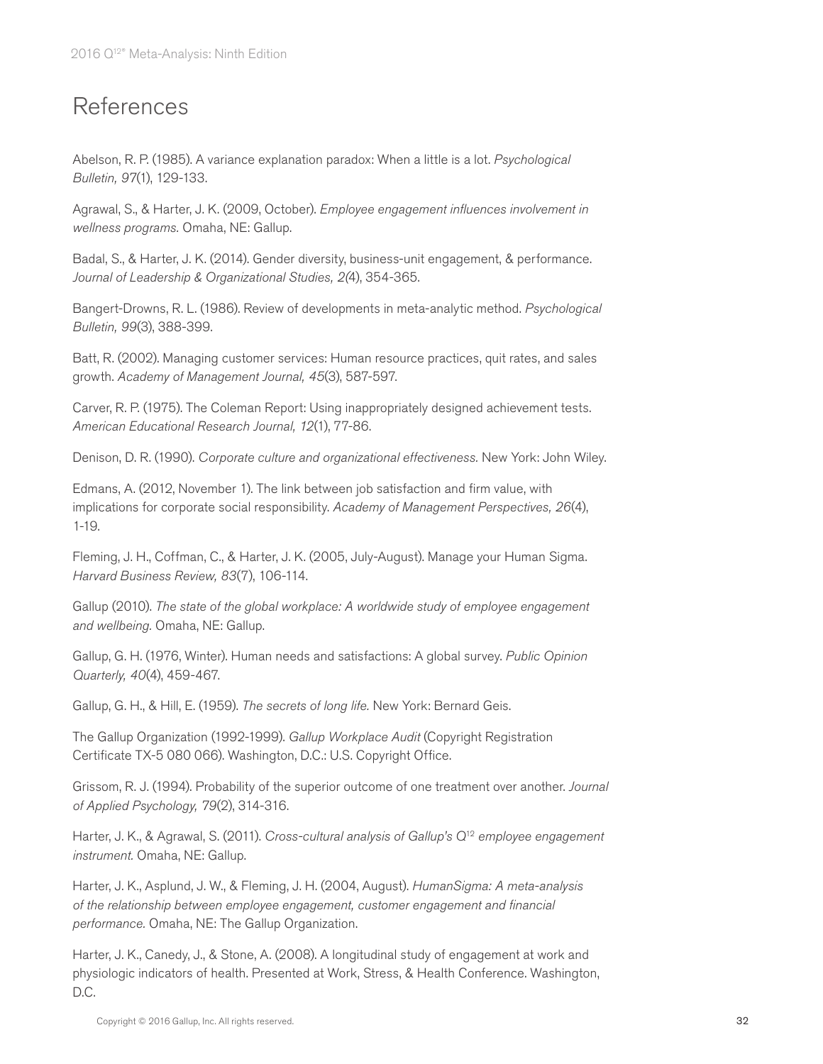# References

Abelson, R. P. (1985). A variance explanation paradox: When a little is a lot. *Psychological Bulletin, 97*(1), 129-133.

Agrawal, S., & Harter, J. K. (2009, October). *Employee engagement influences involvement in wellness programs.* Omaha, NE: Gallup.

Badal, S., & Harter, J. K. (2014). Gender diversity, business-unit engagement, & performance. *Journal of Leadership & Organizational Studies, 2(*4), 354-365.

Bangert-Drowns, R. L. (1986). Review of developments in meta-analytic method. *Psychological Bulletin, 99*(3), 388-399.

Batt, R. (2002). Managing customer services: Human resource practices, quit rates, and sales growth. *Academy of Management Journal, 45*(3), 587-597.

Carver, R. P. (1975). The Coleman Report: Using inappropriately designed achievement tests. *American Educational Research Journal, 12*(1), 77-86.

Denison, D. R. (1990). *Corporate culture and organizational effectiveness.* New York: John Wiley.

Edmans, A. (2012, November 1). The link between job satisfaction and firm value, with implications for corporate social responsibility. *Academy of Management Perspectives, 26*(4), 1-19.

Fleming, J. H., Coffman, C., & Harter, J. K. (2005, July-August). Manage your Human Sigma. *Harvard Business Review, 83*(7), 106-114.

Gallup (2010). *The state of the global workplace: A worldwide study of employee engagement and wellbeing.* Omaha, NE: Gallup.

Gallup, G. H. (1976, Winter). Human needs and satisfactions: A global survey. *Public Opinion Quarterly, 40*(4), 459-467.

Gallup, G. H., & Hill, E. (1959). *The secrets of long life.* New York: Bernard Geis.

The Gallup Organization (1992-1999). *Gallup Workplace Audit* (Copyright Registration Certificate TX-5 080 066). Washington, D.C.: U.S. Copyright Office.

Grissom, R. J. (1994). Probability of the superior outcome of one treatment over another. *Journal of Applied Psychology, 79*(2), 314-316.

Harter, J. K., & Agrawal, S. (2011). *Cross-cultural analysis of Gallup's Q[12] employee engagement instrument.* Omaha, NE: Gallup.

Harter, J. K., Asplund, J. W., & Fleming, J. H. (2004, August). *HumanSigma: A meta-analysis of the relationship between employee engagement, customer engagement and financial performance.* Omaha, NE: The Gallup Organization.

Harter, J. K., Canedy, J., & Stone, A. (2008). A longitudinal study of engagement at work and physiologic indicators of health. Presented at Work, Stress, & Health Conference. Washington, D.C.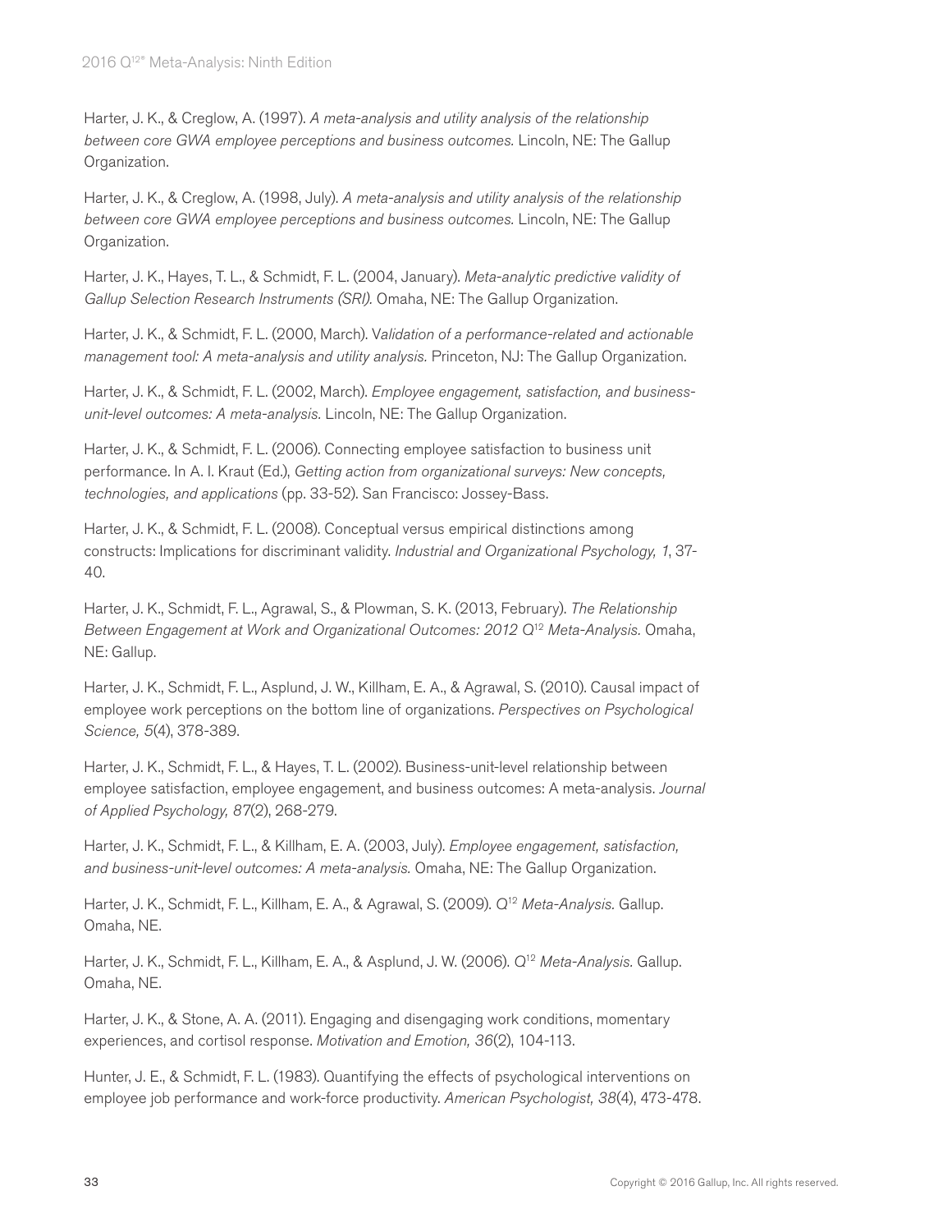Harter, J. K., & Creglow, A. (1997). *A meta-analysis and utility analysis of the relationship between core GWA employee perceptions and business outcomes.* Lincoln, NE: The Gallup Organization.

Harter, J. K., & Creglow, A. (1998, July). *A meta-analysis and utility analysis of the relationship between core GWA employee perceptions and business outcomes.* Lincoln, NE: The Gallup Organization.

Harter, J. K., Hayes, T. L., & Schmidt, F. L. (2004, January). *Meta-analytic predictive validity of Gallup Selection Research Instruments (SRI).* Omaha, NE: The Gallup Organization.

Harter, J. K., & Schmidt, F. L. (2000, March). V*alidation of a performance-related and actionable management tool: A meta-analysis and utility analysis.* Princeton, NJ: The Gallup Organization.

Harter, J. K., & Schmidt, F. L. (2002, March). *Employee engagement, satisfaction, and business-unit-level outcomes: A meta-analysis.* Lincoln, NE: The Gallup Organization.

Harter, J. K., & Schmidt, F. L. (2006). Connecting employee satisfaction to business unit performance. In A. I. Kraut (Ed.), *Getting action from organizational surveys: New concepts, technologies, and applications* (pp. 33-52). San Francisco: Jossey-Bass.

Harter, J. K., & Schmidt, F. L. (2008). Conceptual versus empirical distinctions among constructs: Implications for discriminant validity. *Industrial and Organizational Psychology, 1*, 37-40.

Harter, J. K., Schmidt, F. L., Agrawal, S., & Plowman, S. K. (2013, February). *The Relationship Between Engagement at Work and Organizational Outcomes: 2012 Q[12] Meta-Analysis.* Omaha, NE: Gallup.

Harter, J. K., Schmidt, F. L., Asplund, J. W., Killham, E. A., & Agrawal, S. (2010). Causal impact of employee work perceptions on the bottom line of organizations. *Perspectives on Psychological Science, 5*(4), 378-389.

Harter, J. K., Schmidt, F. L., & Hayes, T. L. (2002). Business-unit-level relationship between employee satisfaction, employee engagement, and business outcomes: A meta-analysis. *Journal of Applied Psychology, 87*(2), 268-279.

Harter, J. K., Schmidt, F. L., & Killham, E. A. (2003, July). *Employee engagement, satisfaction, and business-unit-level outcomes: A meta-analysis.* Omaha, NE: The Gallup Organization.

Harter, J. K., Schmidt, F. L., Killham, E. A., & Agrawal, S. (2009). *Q[12] Meta-Analysis.* Gallup. Omaha, NE.

Harter, J. K., Schmidt, F. L., Killham, E. A., & Asplund, J. W. (2006). *Q[12] Meta-Analysis.* Gallup. Omaha, NE.

Harter, J. K., & Stone, A. A. (2011). Engaging and disengaging work conditions, momentary experiences, and cortisol response. *Motivation and Emotion, 36*(2), 104-113.

Hunter, J. E., & Schmidt, F. L. (1983). Quantifying the effects of psychological interventions on employee job performance and work-force productivity. *American Psychologist, 38*(4), 473-478.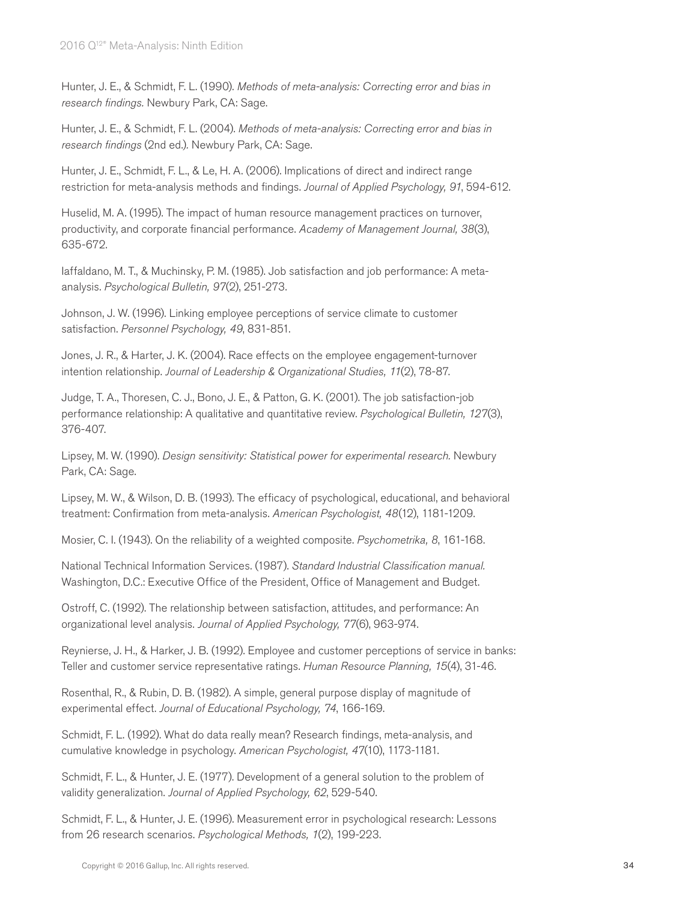Hunter, J. E., & Schmidt, F. L. (1990). *Methods of meta-analysis: Correcting error and bias in research findings.* Newbury Park, CA: Sage.

Hunter, J. E., & Schmidt, F. L. (2004). *Methods of meta-analysis: Correcting error and bias in research findings* (2nd ed.). Newbury Park, CA: Sage.

Hunter, J. E., Schmidt, F. L., & Le, H. A. (2006). Implications of direct and indirect range restriction for meta-analysis methods and findings. *Journal of Applied Psychology, 91*, 594-612.

Huselid, M. A. (1995). The impact of human resource management practices on turnover, productivity, and corporate financial performance. *Academy of Management Journal, 38*(3), 635-672.

Iaffaldano, M. T., & Muchinsky, P. M. (1985). Job satisfaction and job performance: A meta-analysis. *Psychological Bulletin, 97*(2), 251-273.

Johnson, J. W. (1996). Linking employee perceptions of service climate to customer satisfaction. *Personnel Psychology, 49*, 831-851.

Jones, J. R., & Harter, J. K. (2004). Race effects on the employee engagement-turnover intention relationship. *Journal of Leadership & Organizational Studies, 11*(2), 78-87.

Judge, T. A., Thoresen, C. J., Bono, J. E., & Patton, G. K. (2001). The job satisfaction-job performance relationship: A qualitative and quantitative review. *Psychological Bulletin, 127*(3), 376-407.

Lipsey, M. W. (1990). *Design sensitivity: Statistical power for experimental research.* Newbury Park, CA: Sage.

Lipsey, M. W., & Wilson, D. B. (1993). The efficacy of psychological, educational, and behavioral treatment: Confirmation from meta-analysis. *American Psychologist, 48*(12), 1181-1209.

Mosier, C. I. (1943). On the reliability of a weighted composite. *Psychometrika, 8*, 161-168.

National Technical Information Services. (1987). *Standard Industrial Classification manual.* Washington, D.C.: Executive Office of the President, Office of Management and Budget.

Ostroff, C. (1992). The relationship between satisfaction, attitudes, and performance: An organizational level analysis. *Journal of Applied Psychology, 77*(6), 963-974.

Reynierse, J. H., & Harker, J. B. (1992). Employee and customer perceptions of service in banks: Teller and customer service representative ratings. *Human Resource Planning, 15*(4), 31-46.

Rosenthal, R., & Rubin, D. B. (1982). A simple, general purpose display of magnitude of experimental effect. *Journal of Educational Psychology, 74*, 166-169.

Schmidt, F. L. (1992). What do data really mean? Research findings, meta-analysis, and cumulative knowledge in psychology. *American Psychologist, 47*(10), 1173-1181.

Schmidt, F. L., & Hunter, J. E. (1977). Development of a general solution to the problem of validity generalization. *Journal of Applied Psychology, 62*, 529-540.

Schmidt, F. L., & Hunter, J. E. (1996). Measurement error in psychological research: Lessons from 26 research scenarios. *Psychological Methods, 1*(2), 199-223.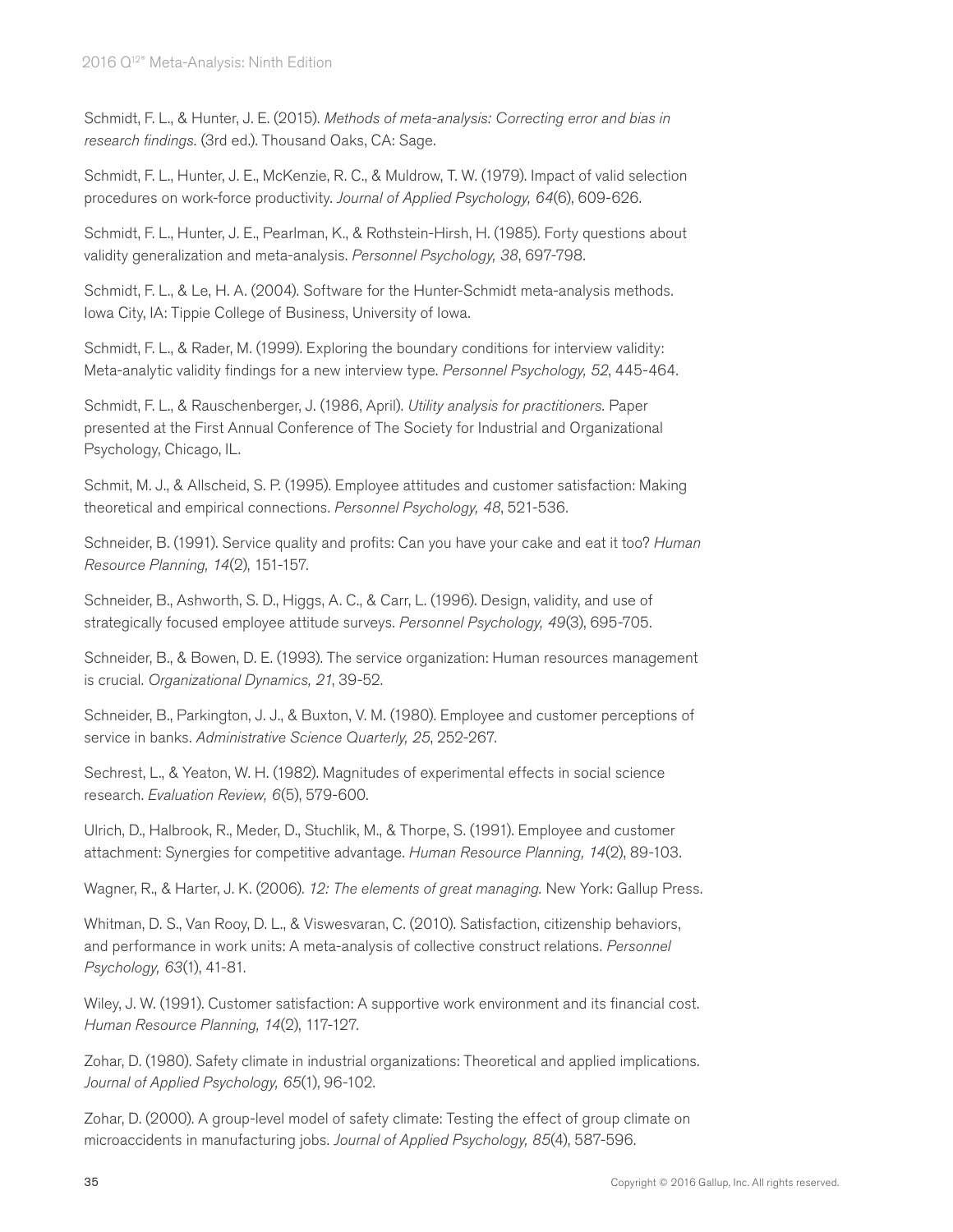Schmidt, F. L., & Hunter, J. E. (2015). *Methods of meta-analysis: Correcting error and bias in research findings.* (3rd ed.). Thousand Oaks, CA: Sage.

Schmidt, F. L., Hunter, J. E., McKenzie, R. C., & Muldrow, T. W. (1979). Impact of valid selection procedures on work-force productivity. *Journal of Applied Psychology, 64*(6), 609-626.

Schmidt, F. L., Hunter, J. E., Pearlman, K., & Rothstein-Hirsh, H. (1985). Forty questions about validity generalization and meta-analysis. *Personnel Psychology, 38*, 697-798.

Schmidt, F. L., & Le, H. A. (2004). Software for the Hunter-Schmidt meta-analysis methods. Iowa City, IA: Tippie College of Business, University of Iowa.

Schmidt, F. L., & Rader, M. (1999). Exploring the boundary conditions for interview validity: Meta-analytic validity findings for a new interview type. *Personnel Psychology, 52*, 445-464.

Schmidt, F. L., & Rauschenberger, J. (1986, April). *Utility analysis for practitioners.* Paper presented at the First Annual Conference of The Society for Industrial and Organizational Psychology, Chicago, IL.

Schmit, M. J., & Allscheid, S. P. (1995). Employee attitudes and customer satisfaction: Making theoretical and empirical connections. *Personnel Psychology, 48*, 521-536.

Schneider, B. (1991). Service quality and profits: Can you have your cake and eat it too? *Human Resource Planning, 14*(2), 151-157.

Schneider, B., Ashworth, S. D., Higgs, A. C., & Carr, L. (1996). Design, validity, and use of strategically focused employee attitude surveys. *Personnel Psychology, 49*(3), 695-705.

Schneider, B., & Bowen, D. E. (1993). The service organization: Human resources management is crucial. *Organizational Dynamics, 21*, 39-52.

Schneider, B., Parkington, J. J., & Buxton, V. M. (1980). Employee and customer perceptions of service in banks. *Administrative Science Quarterly, 25*, 252-267.

Sechrest, L., & Yeaton, W. H. (1982). Magnitudes of experimental effects in social science research. *Evaluation Review, 6*(5), 579-600.

Ulrich, D., Halbrook, R., Meder, D., Stuchlik, M., & Thorpe, S. (1991). Employee and customer attachment: Synergies for competitive advantage. *Human Resource Planning, 14*(2), 89-103.

Wagner, R., & Harter, J. K. (2006). *12: The elements of great managing.* New York: Gallup Press.

Whitman, D. S., Van Rooy, D. L., & Viswesvaran, C. (2010). Satisfaction, citizenship behaviors, and performance in work units: A meta-analysis of collective construct relations. *Personnel Psychology, 63*(1), 41-81.

Wiley, J. W. (1991). Customer satisfaction: A supportive work environment and its financial cost. *Human Resource Planning, 14*(2), 117-127.

Zohar, D. (1980). Safety climate in industrial organizations: Theoretical and applied implications. *Journal of Applied Psychology, 65*(1), 96-102.

Zohar, D. (2000). A group-level model of safety climate: Testing the effect of group climate on microaccidents in manufacturing jobs. *Journal of Applied Psychology, 85*(4), 587-596.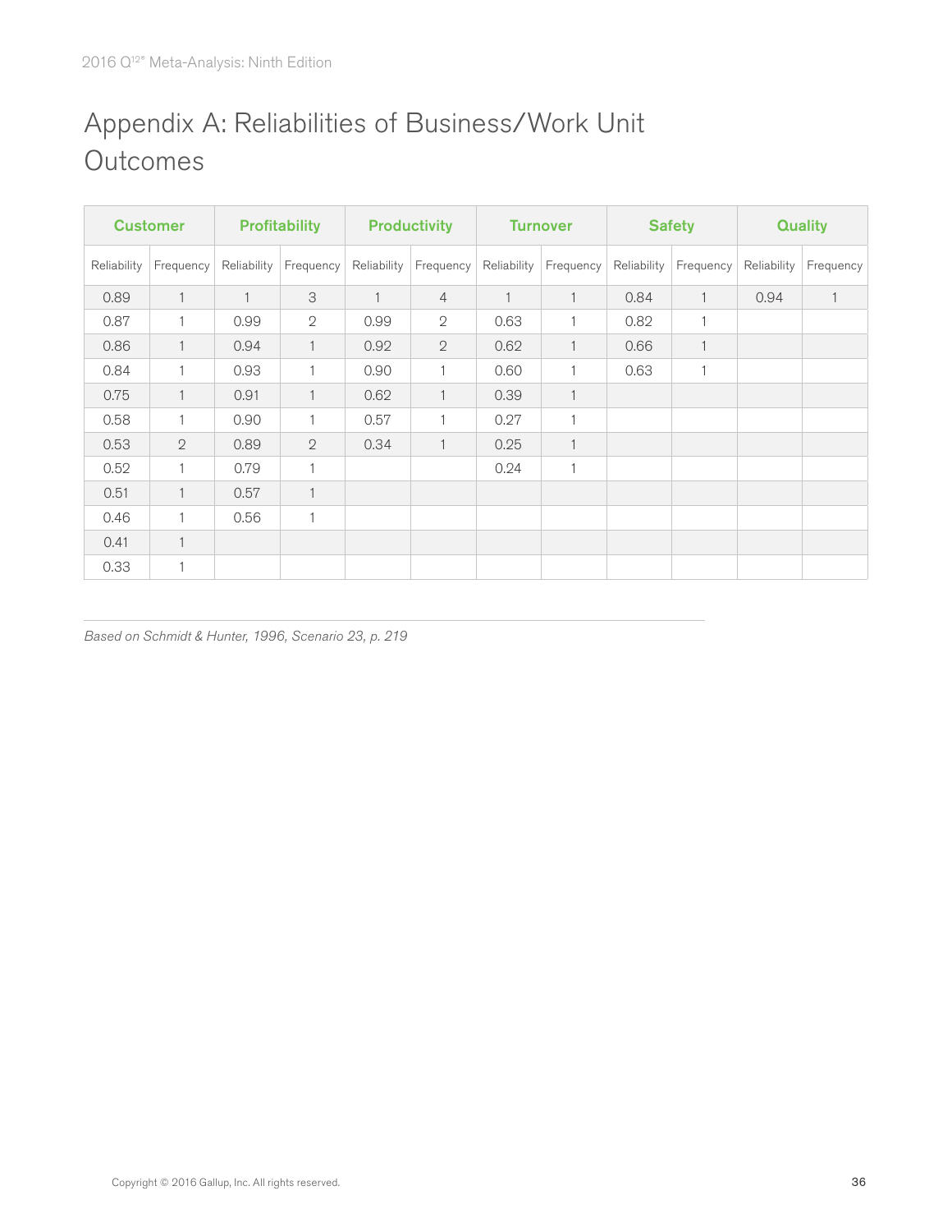# Appendix A: Reliabilities of Business/Work Unit Outcomes

| Customer | | Profitability | | Productivity | | Turnover | | Safety | | Quality | |
|---|---|---|---|---|---|---|---|---|---|---|---|
| Reliability | Frequency | Reliability | Frequency | Reliability | Frequency | Reliability | Frequency | Reliability | Frequency | Reliability | Frequency |
| 0.89 | 1 | 1 | 3 | 1 | 4 | 1 | 1 | 0.84 | 1 | 0.94 | 1 |
| 0.87 | 1 | 0.99 | 2 | 0.99 | 2 | 0.63 | 1 | 0.82 | 1 | | |
| 0.86 | 1 | 0.94 | 1 | 0.92 | 2 | 0.62 | 1 | 0.66 | 1 | | |
| 0.84 | 1 | 0.93 | 1 | 0.90 | 1 | 0.60 | 1 | 0.63 | 1 | | |
| 0.75 | 1 | 0.91 | 1 | 0.62 | 1 | 0.39 | 1 | | | | |
| 0.58 | 1 | 0.90 | 1 | 0.57 | 1 | 0.27 | 1 | | | | |
| 0.53 | 2 | 0.89 | 2 | 0.34 | 1 | 0.25 | 1 | | | | |
| 0.52 | 1 | 0.79 | 1 | | | 0.24 | 1 | | | | |
| 0.51 | 1 | 0.57 | 1 | | | | | | | | |
| 0.46 | 1 | 0.56 | 1 | | | | | | | | |
| 0.41 | 1 | | | | | | | | | | |
| 0.33 | 1 | | | | | | | | | | |

*Based on Schmidt & Hunter, 1996, Scenario 23, p. 219*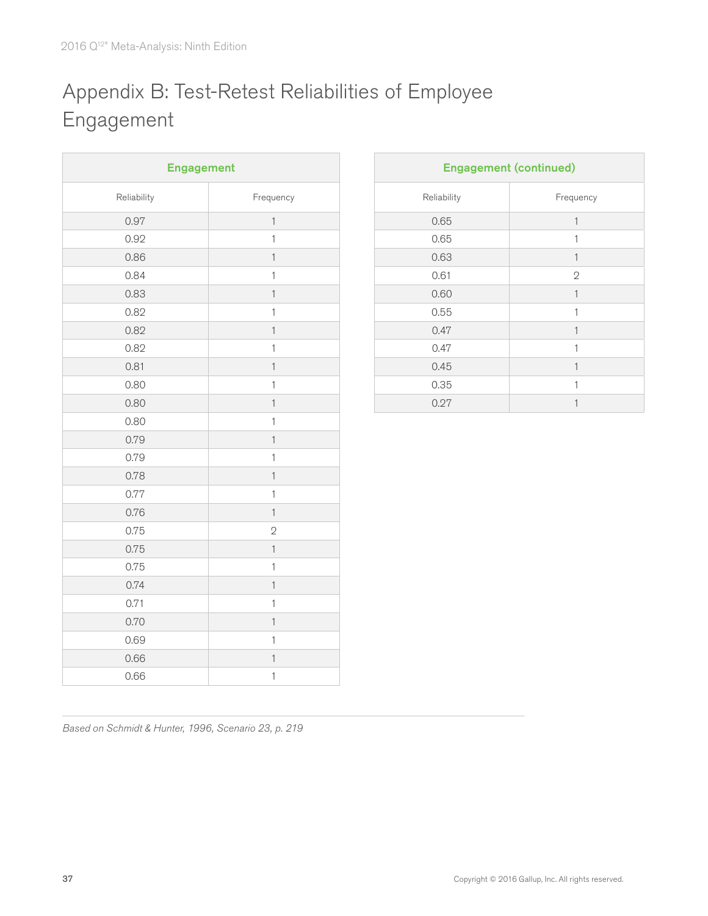# Appendix B: Test-Retest Reliabilities of Employee Engagement

| Engagement | |
|---|---|
| Reliability | Frequency |
| 0.97 | 1 |
| 0.92 | 1 |
| 0.86 | 1 |
| 0.84 | 1 |
| 0.83 | 1 |
| 0.82 | 1 |
| 0.82 | 1 |
| 0.82 | 1 |
| 0.81 | 1 |
| 0.80 | 1 |
| 0.80 | 1 |
| 0.80 | 1 |
| 0.79 | 1 |
| 0.79 | 1 |
| 0.78 | 1 |
| 0.77 | 1 |
| 0.76 | 1 |
| 0.75 | 2 |
| 0.75 | 1 |
| 0.75 | 1 |
| 0.74 | 1 |
| 0.71 | 1 |
| 0.70 | 1 |
| 0.69 | 1 |
| 0.66 | 1 |
| 0.66 | 1 |

| Engagement (continued) | |
|---|---|
| Reliability | Frequency |
| 0.65 | 1 |
| 0.65 | 1 |
| 0.63 | 1 |
| 0.61 | 2 |
| 0.60 | 1 |
| 0.55 | 1 |
| 0.47 | 1 |
| 0.47 | 1 |
| 0.45 | 1 |
| 0.35 | 1 |
| 0.27 | 1 |

*Based on Schmidt & Hunter, 1996, Scenario 23, p. 219*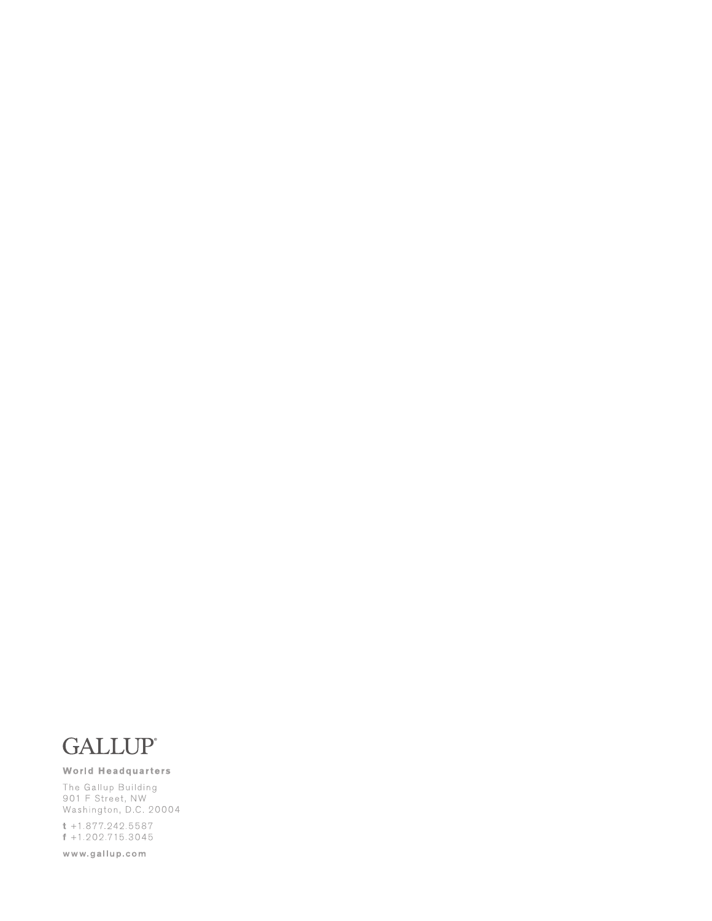GALLUP®

**World Headquarters**

The Gallup Building
901 F Street, NW
Washington, D.C. 20004

**t** +1.877.242.5587
**f** +1.202.715.3045

**www.gallup.com**